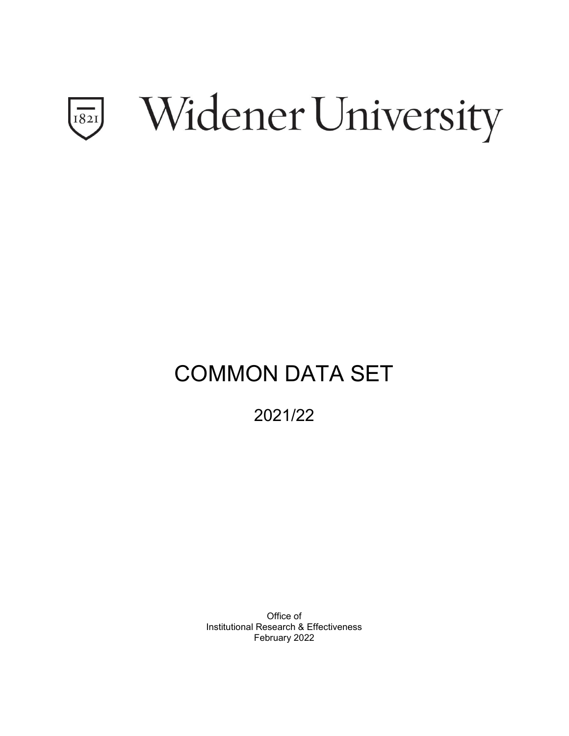# Widener University

# COMMON DATA SET

## 2021/22

Office of
Institutional Research & Effectiveness
February 2022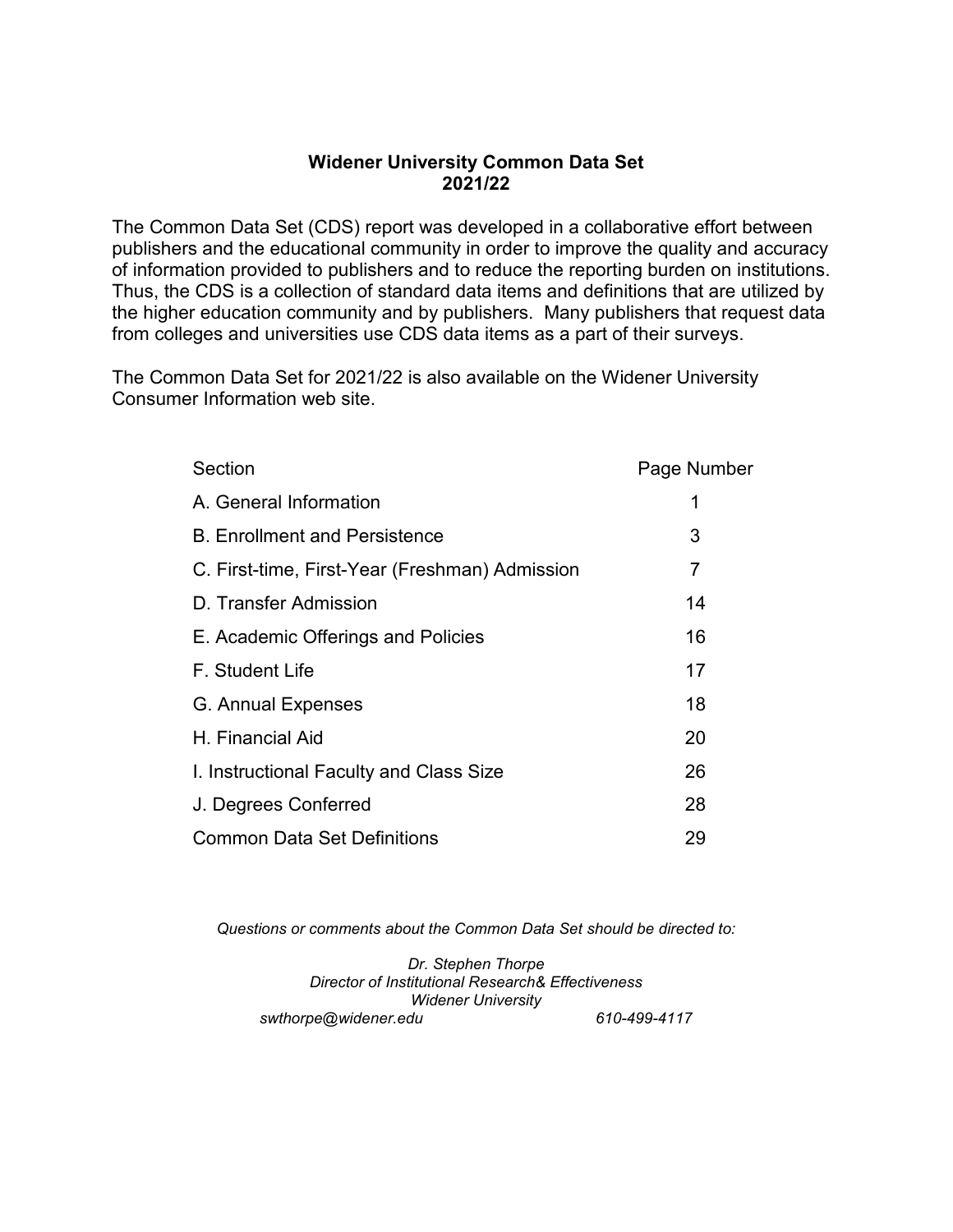# Widener University Common Data Set 2021/22

The Common Data Set (CDS) report was developed in a collaborative effort between publishers and the educational community in order to improve the quality and accuracy of information provided to publishers and to reduce the reporting burden on institutions. Thus, the CDS is a collection of standard data items and definitions that are utilized by the higher education community and by publishers. Many publishers that request data from colleges and universities use CDS data items as a part of their surveys.

The Common Data Set for 2021/22 is also available on the Widener University Consumer Information web site.

| Section | Page Number |
|---|---|
| A. General Information | 1 |
| B. Enrollment and Persistence | 3 |
| C. First-time, First-Year (Freshman) Admission | 7 |
| D. Transfer Admission | 14 |
| E. Academic Offerings and Policies | 16 |
| F. Student Life | 17 |
| G. Annual Expenses | 18 |
| H. Financial Aid | 20 |
| I. Instructional Faculty and Class Size | 26 |
| J. Degrees Conferred | 28 |
| Common Data Set Definitions | 29 |

*Questions or comments about the Common Data Set should be directed to:*

*Dr. Stephen Thorpe*
*Director of Institutional Research& Effectiveness*
*Widener University*
*swthorpe@widener.edu* *610-499-4117*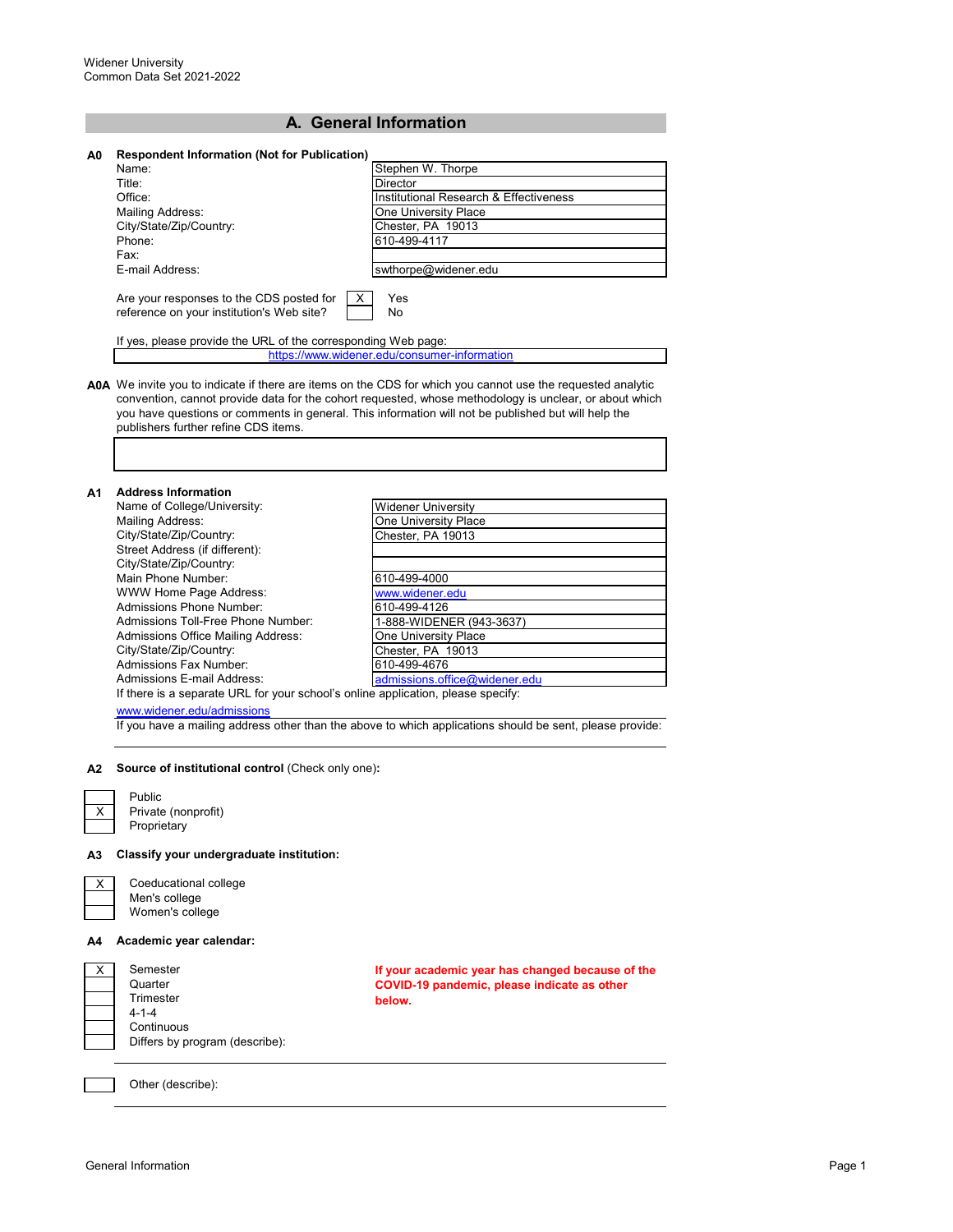Widener University
Common Data Set 2021-2022

## A. General Information

**A0 Respondent Information (Not for Publication)**

| | |
|---|---|
| Name: | Stephen W. Thorpe |
| Title: | Director |
| Office: | Institutional Research & Effectiveness |
| Mailing Address: | One University Place |
| City/State/Zip/Country: | Chester, PA 19013 |
| Phone: | 610-499-4117 |
| Fax: | |
| E-mail Address: | swthorpe@widener.edu |

Are your responses to the CDS posted for reference on your institution's Web site?

| | |
|---|---|
| X | Yes |
| | No |

If yes, please provide the URL of the corresponding Web page:

https://www.widener.edu/consumer-information

**A0A** We invite you to indicate if there are items on the CDS for which you cannot use the requested analytic convention, cannot provide data for the cohort requested, whose methodology is unclear, or about which you have questions or comments in general. This information will not be published but will help the publishers further refine CDS items.

**A1 Address Information**

| | |
|---|---|
| Name of College/University: | Widener University |
| Mailing Address: | One University Place |
| City/State/Zip/Country: | Chester, PA 19013 |
| Street Address (if different): | |
| City/State/Zip/Country: | |
| Main Phone Number: | 610-499-4000 |
| WWW Home Page Address: | www.widener.edu |
| Admissions Phone Number: | 610-499-4126 |
| Admissions Toll-Free Phone Number: | 1-888-WIDENER (943-3637) |
| Admissions Office Mailing Address: | One University Place |
| City/State/Zip/Country: | Chester, PA 19013 |
| Admissions Fax Number: | 610-499-4676 |
| Admissions E-mail Address: | admissions.office@widener.edu |

If there is a separate URL for your school's online application, please specify:

www.widener.edu/admissions

If you have a mailing address other than the above to which applications should be sent, please provide:

**A2 Source of institutional control** (Check only one)**:**

| | |
|---|---|
| | Public |
| X | Private (nonprofit) |
| | Proprietary |

**A3 Classify your undergraduate institution:**

| | |
|---|---|
| X | Coeducational college |
| | Men's college |
| | Women's college |

**A4 Academic year calendar:**

**If your academic year has changed because of the COVID-19 pandemic, please indicate as other below.**

| | |
|---|---|
| X | Semester |
| | Quarter |
| | Trimester |
| | 4-1-4 |
| | Continuous |
| | Differs by program (describe): |

| | |
|---|---|
| | Other (describe): |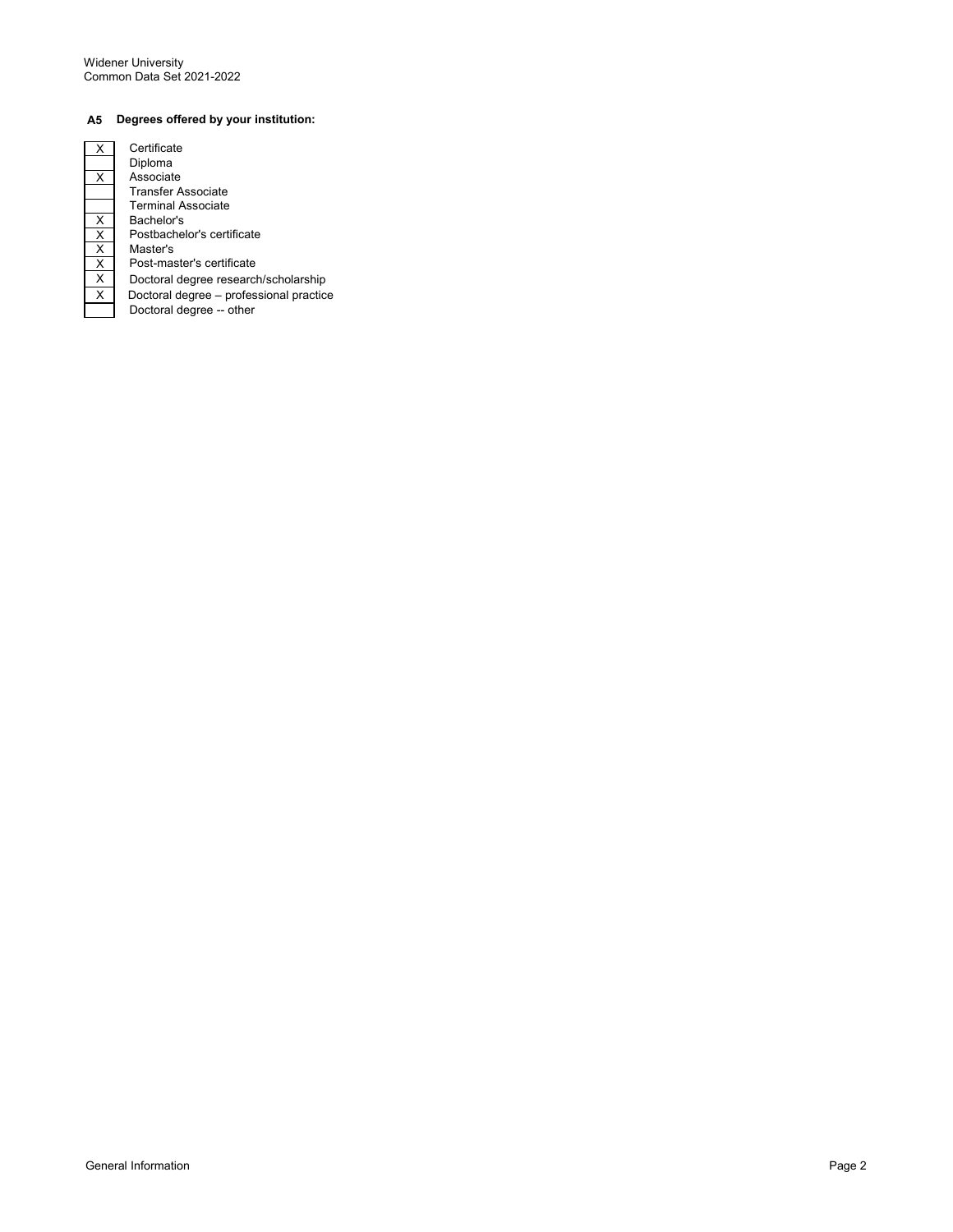**A5 Degrees offered by your institution:**

| | |
|---|---|
| X | Certificate |
| | Diploma |
| X | Associate |
| | Transfer Associate |
| | Terminal Associate |
| X | Bachelor's |
| X | Postbachelor's certificate |
| X | Master's |
| X | Post-master's certificate |
| X | Doctoral degree research/scholarship |
| X | Doctoral degree – professional practice |
| | Doctoral degree -- other |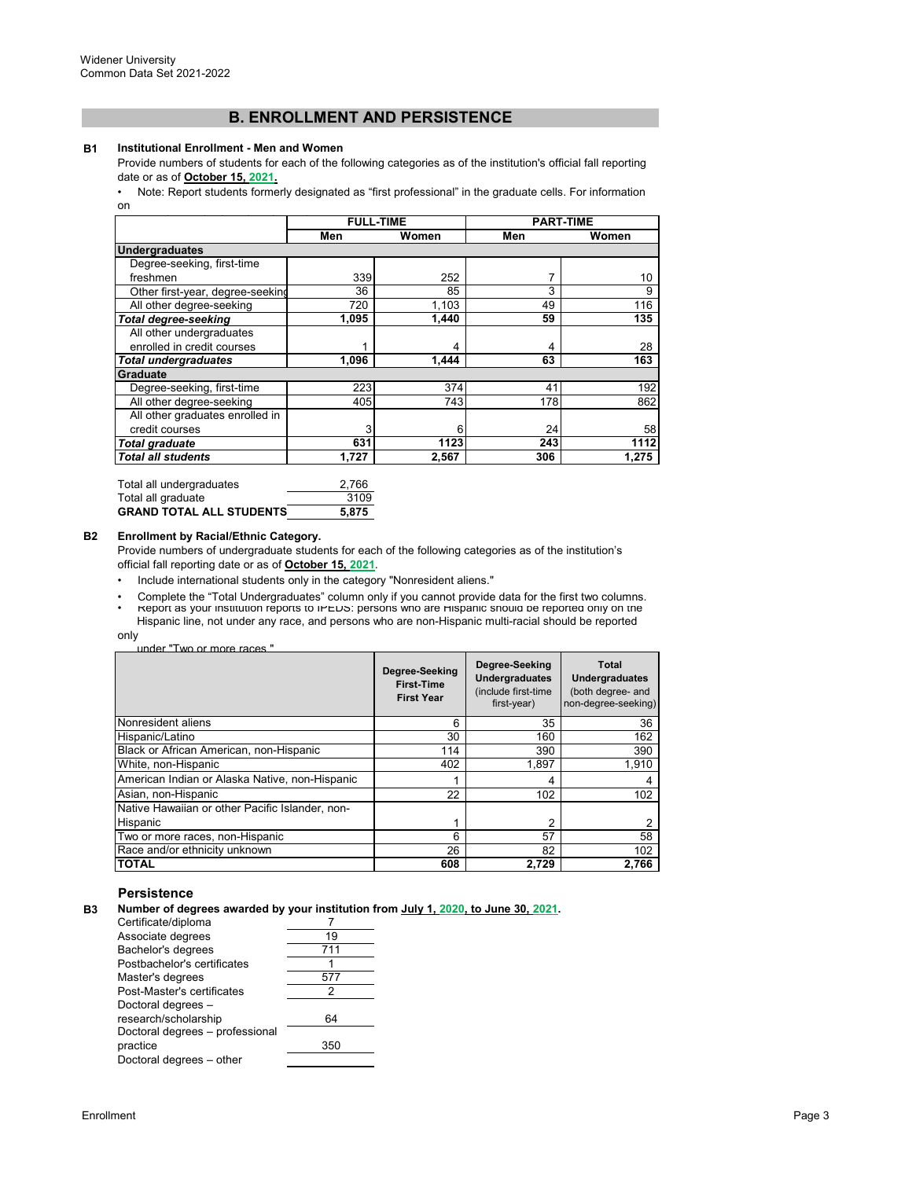Widener University
Common Data Set 2021-2022

## B. ENROLLMENT AND PERSISTENCE

**B1 Institutional Enrollment - Men and Women**

Provide numbers of students for each of the following categories as of the institution's official fall reporting date or as of **October 15, 2021.**

• Note: Report students formerly designated as "first professional" in the graduate cells. For information on

| | FULL-TIME | | PART-TIME | |
|---|---|---|---|---|
| | Men | Women | Men | Women |
| **Undergraduates** | | | | |
| Degree-seeking, first-time freshmen | 339 | 252 | 7 | 10 |
| Other first-year, degree-seeking | 36 | 85 | 3 | 9 |
| All other degree-seeking | 720 | 1,103 | 49 | 116 |
| ***Total degree-seeking*** | **1,095** | **1,440** | **59** | **135** |
| All other undergraduates enrolled in credit courses | 1 | 4 | 4 | 28 |
| ***Total undergraduates*** | **1,096** | **1,444** | **63** | **163** |
| **Graduate** | | | | |
| Degree-seeking, first-time | 223 | 374 | 41 | 192 |
| All other degree-seeking | 405 | 743 | 178 | 862 |
| All other graduates enrolled in credit courses | 3 | 6 | 24 | 58 |
| ***Total graduate*** | **631** | **1123** | **243** | **1112** |
| ***Total all students*** | **1,727** | **2,567** | **306** | **1,275** |

| | |
|---|---|
| Total all undergraduates | 2,766 |
| Total all graduate | 3109 |
| **GRAND TOTAL ALL STUDENTS** | **5,875** |

**B2 Enrollment by Racial/Ethnic Category.**

Provide numbers of undergraduate students for each of the following categories as of the institution's official fall reporting date or as of **October 15, 2021**.

- Include international students only in the category "Nonresident aliens."
- Complete the "Total Undergraduates" column only if you cannot provide data for the first two columns.
- Report as your institution reports to IPEDS: persons who are Hispanic should be reported only on the Hispanic line, not under any race, and persons who are non-Hispanic multi-racial should be reported only under "Two or more races."

| | Degree-Seeking First-Time First Year | Degree-Seeking Undergraduates (include first-time first-year) | Total Undergraduates (both degree- and non-degree-seeking) |
|---|---|---|---|
| Nonresident aliens | 6 | 35 | 36 |
| Hispanic/Latino | 30 | 160 | 162 |
| Black or African American, non-Hispanic | 114 | 390 | 390 |
| White, non-Hispanic | 402 | 1,897 | 1,910 |
| American Indian or Alaska Native, non-Hispanic | 1 | 4 | 4 |
| Asian, non-Hispanic | 22 | 102 | 102 |
| Native Hawaiian or other Pacific Islander, non-Hispanic | 1 | 2 | 2 |
| Two or more races, non-Hispanic | 6 | 57 | 58 |
| Race and/or ethnicity unknown | 26 | 82 | 102 |
| **TOTAL** | **608** | **2,729** | **2,766** |

### Persistence

**B3 Number of degrees awarded by your institution from July 1, 2020, to June 30, 2021.**

| | |
|---|---|
| Certificate/diploma | 7 |
| Associate degrees | 19 |
| Bachelor's degrees | 711 |
| Postbachelor's certificates | 1 |
| Master's degrees | 577 |
| Post-Master's certificates | 2 |
| Doctoral degrees – research/scholarship | 64 |
| Doctoral degrees – professional practice | 350 |
| Doctoral degrees – other | |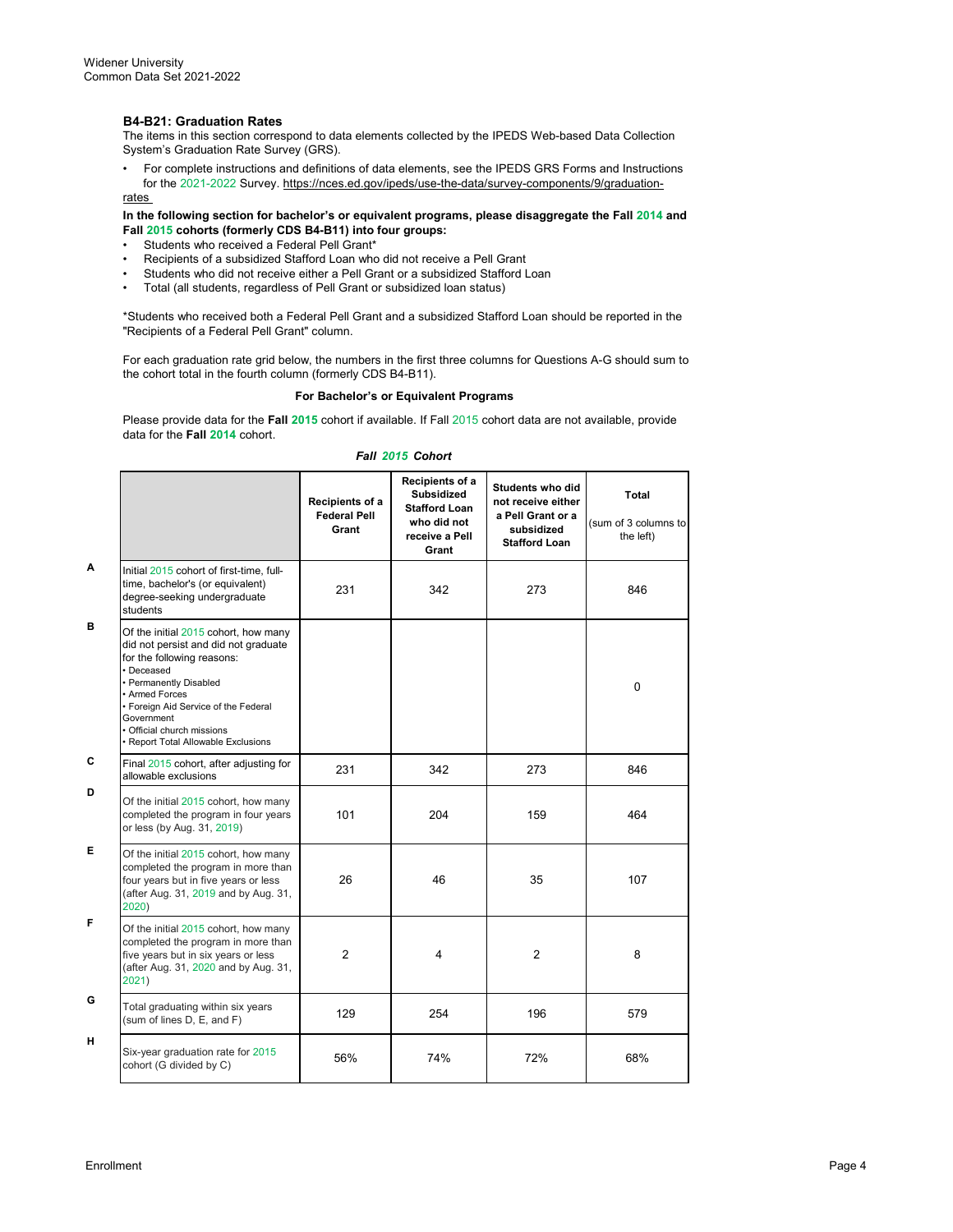Widener University
Common Data Set 2021-2022

### B4-B21: Graduation Rates

The items in this section correspond to data elements collected by the IPEDS Web-based Data Collection System's Graduation Rate Survey (GRS).

- For complete instructions and definitions of data elements, see the IPEDS GRS Forms and Instructions for the 2021-2022 Survey. https://nces.ed.gov/ipeds/use-the-data/survey-components/9/graduation-rates

**In the following section for bachelor's or equivalent programs, please disaggregate the Fall 2014 and Fall 2015 cohorts (formerly CDS B4-B11) into four groups:**

- Students who received a Federal Pell Grant*
- Recipients of a subsidized Stafford Loan who did not receive a Pell Grant
- Students who did not receive either a Pell Grant or a subsidized Stafford Loan
- Total (all students, regardless of Pell Grant or subsidized loan status)

*Students who received both a Federal Pell Grant and a subsidized Stafford Loan should be reported in the "Recipients of a Federal Pell Grant" column.

For each graduation rate grid below, the numbers in the first three columns for Questions A-G should sum to the cohort total in the fourth column (formerly CDS B4-B11).

**For Bachelor's or Equivalent Programs**

Please provide data for the **Fall 2015** cohort if available. If Fall 2015 cohort data are not available, provide data for the **Fall 2014** cohort.

***Fall 2015 Cohort***

| | | Recipients of a Federal Pell Grant | Recipients of a Subsidized Stafford Loan who did not receive a Pell Grant | Students who did not receive either a Pell Grant or a subsidized Stafford Loan | Total (sum of 3 columns to the left) |
|---|---|---|---|---|---|
| A | Initial 2015 cohort of first-time, full-time, bachelor's (or equivalent) degree-seeking undergraduate students | 231 | 342 | 273 | 846 |
| B | Of the initial 2015 cohort, how many did not persist and did not graduate for the following reasons: • Deceased • Permanently Disabled • Armed Forces • Foreign Aid Service of the Federal Government • Official church missions • Report Total Allowable Exclusions | | | | 0 |
| C | Final 2015 cohort, after adjusting for allowable exclusions | 231 | 342 | 273 | 846 |
| D | Of the initial 2015 cohort, how many completed the program in four years or less (by Aug. 31, 2019) | 101 | 204 | 159 | 464 |
| E | Of the initial 2015 cohort, how many completed the program in more than four years but in five years or less (after Aug. 31, 2019 and by Aug. 31, 2020) | 26 | 46 | 35 | 107 |
| F | Of the initial 2015 cohort, how many completed the program in more than five years but in six years or less (after Aug. 31, 2020 and by Aug. 31, 2021) | 2 | 4 | 2 | 8 |
| G | Total graduating within six years (sum of lines D, E, and F) | 129 | 254 | 196 | 579 |
| H | Six-year graduation rate for 2015 cohort (G divided by C) | 56% | 74% | 72% | 68% |

Enrollment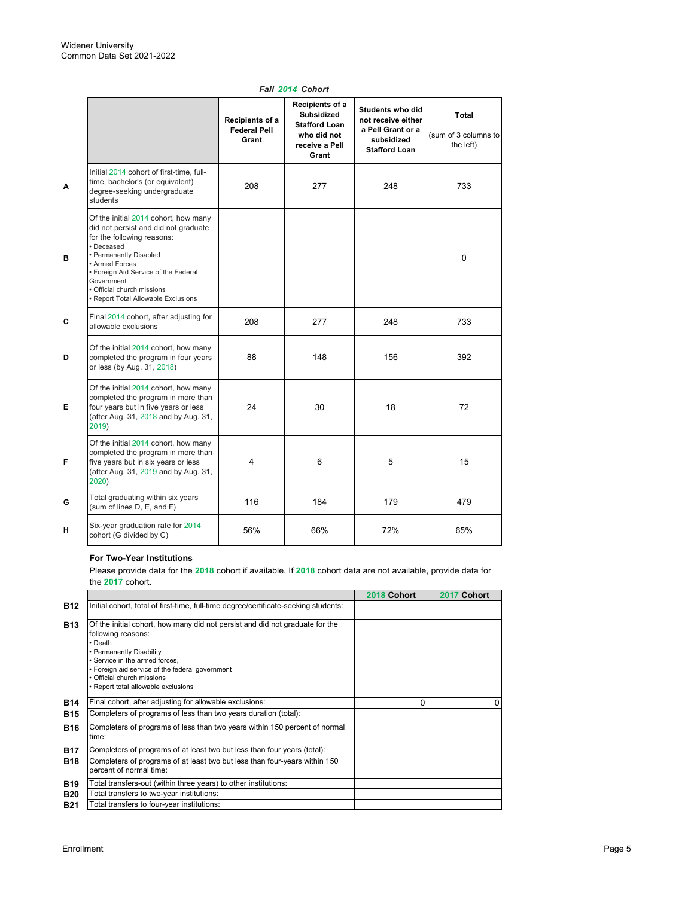Widener University
Common Data Set 2021-2022

*Fall 2014 Cohort*

| | | Recipients of a Federal Pell Grant | Recipients of a Subsidized Stafford Loan who did not receive a Pell Grant | Students who did not receive either a Pell Grant or a subsidized Stafford Loan | Total (sum of 3 columns to the left) |
|---|---|---|---|---|---|
| A | Initial 2014 cohort of first-time, full-time, bachelor's (or equivalent) degree-seeking undergraduate students | 208 | 277 | 248 | 733 |
| B | Of the initial 2014 cohort, how many did not persist and did not graduate for the following reasons: • Deceased • Permanently Disabled • Armed Forces • Foreign Aid Service of the Federal Government • Official church missions • Report Total Allowable Exclusions | | | | 0 |
| C | Final 2014 cohort, after adjusting for allowable exclusions | 208 | 277 | 248 | 733 |
| D | Of the initial 2014 cohort, how many completed the program in four years or less (by Aug. 31, 2018) | 88 | 148 | 156 | 392 |
| E | Of the initial 2014 cohort, how many completed the program in more than four years but in five years or less (after Aug. 31, 2018 and by Aug. 31, 2019) | 24 | 30 | 18 | 72 |
| F | Of the initial 2014 cohort, how many completed the program in more than five years but in six years or less (after Aug. 31, 2019 and by Aug. 31, 2020) | 4 | 6 | 5 | 15 |
| G | Total graduating within six years (sum of lines D, E, and F) | 116 | 184 | 179 | 479 |
| H | Six-year graduation rate for 2014 cohort (G divided by C) | 56% | 66% | 72% | 65% |

**For Two-Year Institutions**

Please provide data for the **2018** cohort if available. If **2018** cohort data are not available, provide data for the **2017** cohort.

| | | 2018 Cohort | 2017 Cohort |
|---|---|---|---|
| B12 | Initial cohort, total of first-time, full-time degree/certificate-seeking students: | | |
| B13 | Of the initial cohort, how many did not persist and did not graduate for the following reasons: • Death • Permanently Disability • Service in the armed forces, • Foreign aid service of the federal government • Official church missions • Report total allowable exclusions | | |
| B14 | Final cohort, after adjusting for allowable exclusions: | 0 | 0 |
| B15 | Completers of programs of less than two years duration (total): | | |
| B16 | Completers of programs of less than two years within 150 percent of normal time: | | |
| B17 | Completers of programs of at least two but less than four years (total): | | |
| B18 | Completers of programs of at least two but less than four-years within 150 percent of normal time: | | |
| B19 | Total transfers-out (within three years) to other institutions: | | |
| B20 | Total transfers to two-year institutions: | | |
| B21 | Total transfers to four-year institutions: | | |

Enrollment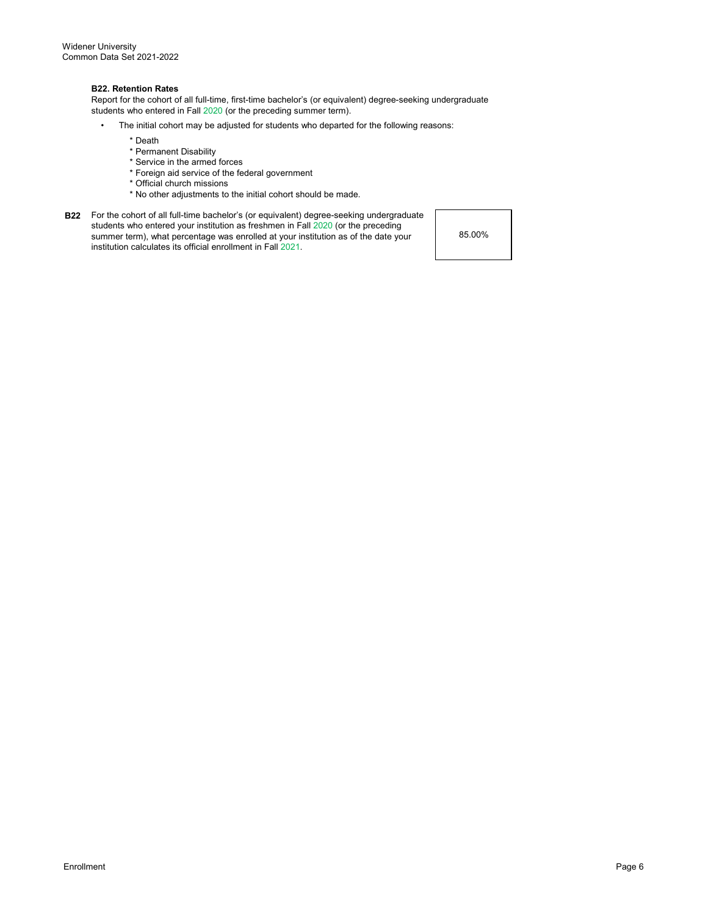### B22. Retention Rates

Report for the cohort of all full-time, first-time bachelor's (or equivalent) degree-seeking undergraduate students who entered in Fall 2020 (or the preceding summer term).

- The initial cohort may be adjusted for students who departed for the following reasons:
  - * Death
  - * Permanent Disability
  - * Service in the armed forces
  - * Foreign aid service of the federal government
  - * Official church missions
  - * No other adjustments to the initial cohort should be made.

| | | |
|---|---|---|
| **B22** | For the cohort of all full-time bachelor's (or equivalent) degree-seeking undergraduate students who entered your institution as freshmen in Fall 2020 (or the preceding summer term), what percentage was enrolled at your institution as of the date your institution calculates its official enrollment in Fall 2021. | 85.00% |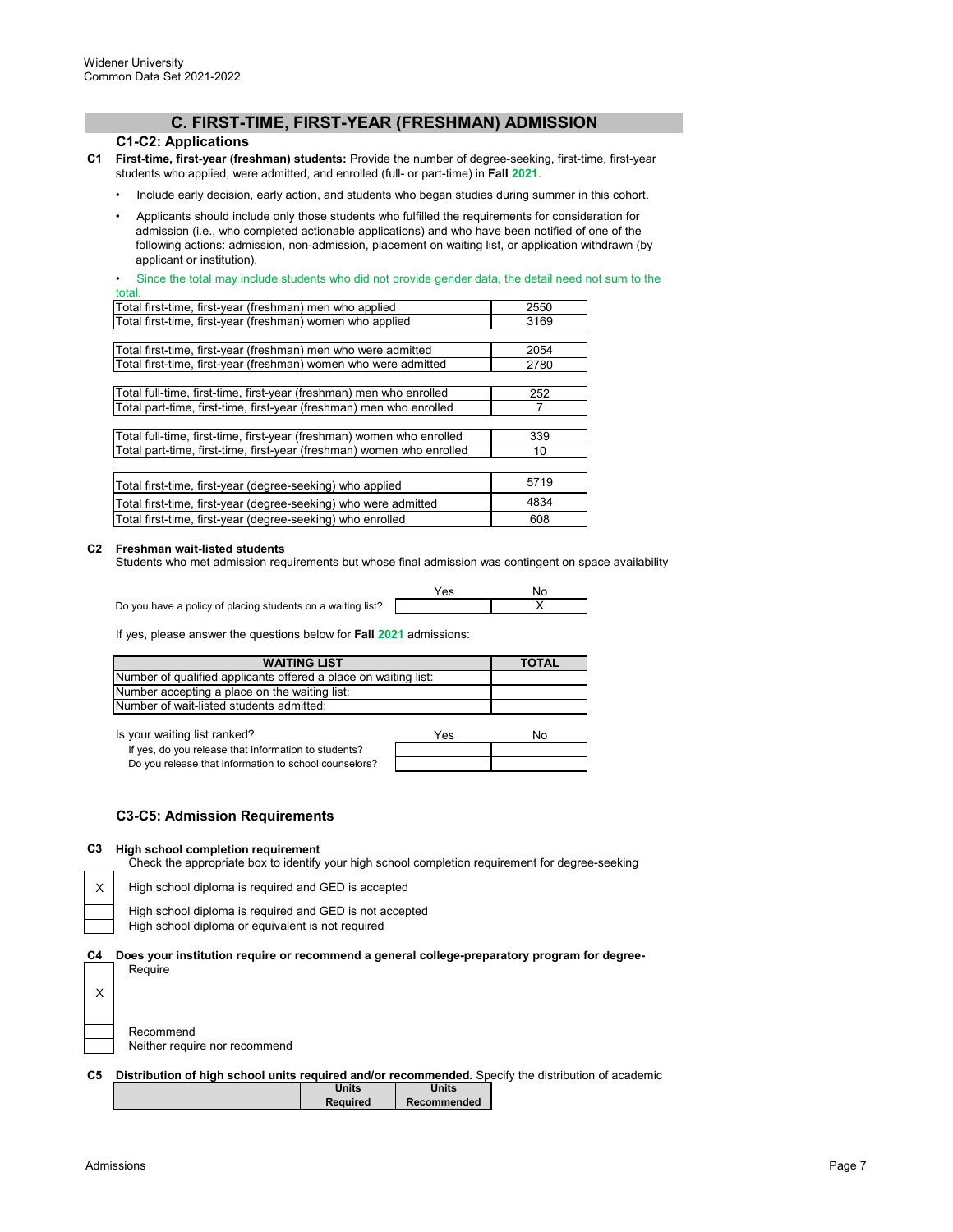Widener University
Common Data Set 2021-2022

## C. FIRST-TIME, FIRST-YEAR (FRESHMAN) ADMISSION

### C1-C2: Applications

**C1 First-time, first-year (freshman) students:** Provide the number of degree-seeking, first-time, first-year students who applied, were admitted, and enrolled (full- or part-time) in **Fall 2021**.

- Include early decision, early action, and students who began studies during summer in this cohort.
- Applicants should include only those students who fulfilled the requirements for consideration for admission (i.e., who completed actionable applications) and who have been notified of one of the following actions: admission, non-admission, placement on waiting list, or application withdrawn (by applicant or institution).
- Since the total may include students who did not provide gender data, the detail need not sum to the total.

| | |
|---|---|
| Total first-time, first-year (freshman) men who applied | 2550 |
| Total first-time, first-year (freshman) women who applied | 3169 |
| Total first-time, first-year (freshman) men who were admitted | 2054 |
| Total first-time, first-year (freshman) women who were admitted | 2780 |
| Total full-time, first-time, first-year (freshman) men who enrolled | 252 |
| Total part-time, first-time, first-year (freshman) men who enrolled | 7 |
| Total full-time, first-time, first-year (freshman) women who enrolled | 339 |
| Total part-time, first-time, first-year (freshman) women who enrolled | 10 |
| Total first-time, first-year (degree-seeking) who applied | 5719 |
| Total first-time, first-year (degree-seeking) who were admitted | 4834 |
| Total first-time, first-year (degree-seeking) who enrolled | 608 |

**C2 Freshman wait-listed students**
Students who met admission requirements but whose final admission was contingent on space availability

| | Yes | No |
|---|---|---|
| Do you have a policy of placing students on a waiting list? | | X |

If yes, please answer the questions below for **Fall 2021** admissions:

| WAITING LIST | TOTAL |
|---|---|
| Number of qualified applicants offered a place on waiting list: | |
| Number accepting a place on the waiting list: | |
| Number of wait-listed students admitted: | |

| Is your waiting list ranked? | Yes | No |
|---|---|---|
| If yes, do you release that information to students? | | |
| Do you release that information to school counselors? | | |

### C3-C5: Admission Requirements

**C3 High school completion requirement**
Check the appropriate box to identify your high school completion requirement for degree-seeking

| | |
|---|---|
| X | High school diploma is required and GED is accepted |
| | High school diploma is required and GED is not accepted |
| | High school diploma or equivalent is not required |

**C4 Does your institution require or recommend a general college-preparatory program for degree-**

| | |
|---|---|
| X | Require |
| | Recommend |
| | Neither require nor recommend |

**C5 Distribution of high school units required and/or recommended.** Specify the distribution of academic

| | Units Required | Units Recommended |
|---|---|---|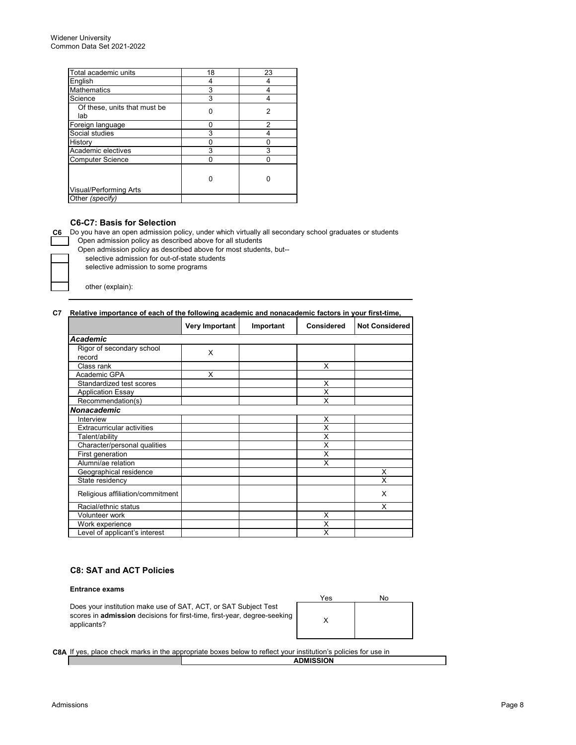| Total academic units | 18 | 23 |
|---|---|---|
| English | 4 | 4 |
| Mathematics | 3 | 4 |
| Science | 3 | 4 |
| Of these, units that must be lab | 0 | 2 |
| Foreign language | 0 | 2 |
| Social studies | 3 | 4 |
| History | 0 | 0 |
| Academic electives | 3 | 3 |
| Computer Science | 0 | 0 |
| Visual/Performing Arts | 0 | 0 |
| Other *(specify)* | | |

### C6-C7: Basis for Selection

**C6** Do you have an open admission policy, under which virtually all secondary school graduates or students

- [ ] Open admission policy as described above for all students
- Open admission policy as described above for most students, but--
  - [ ] selective admission for out-of-state students
  - [ ] selective admission to some programs
  - [ ] other (explain):

**C7 Relative importance of each of the following academic and nonacademic factors in your first-time,**

| | Very Important | Important | Considered | Not Considered |
|---|---|---|---|---|
| ***Academic*** | | | | |
| Rigor of secondary school record | X | | | |
| Class rank | | | X | |
| Academic GPA | X | | | |
| Standardized test scores | | | X | |
| Application Essay | | | X | |
| Recommendation(s) | | | X | |
| ***Nonacademic*** | | | | |
| Interview | | | X | |
| Extracurricular activities | | | X | |
| Talent/ability | | | X | |
| Character/personal qualities | | | X | |
| First generation | | | X | |
| Alumni/ae relation | | | X | |
| Geographical residence | | | | X |
| State residency | | | | X |
| Religious affiliation/commitment | | | | X |
| Racial/ethnic status | | | | X |
| Volunteer work | | | X | |
| Work experience | | | X | |
| Level of applicant's interest | | | X | |

### C8: SAT and ACT Policies

**Entrance exams**

| | Yes | No |
|---|---|---|
| Does your institution make use of SAT, ACT, or SAT Subject Test scores in **admission** decisions for first-time, first-year, degree-seeking applicants? | X | |

**C8A** If yes, place check marks in the appropriate boxes below to reflect your institution's policies for use in

| | **ADMISSION** |
|---|---|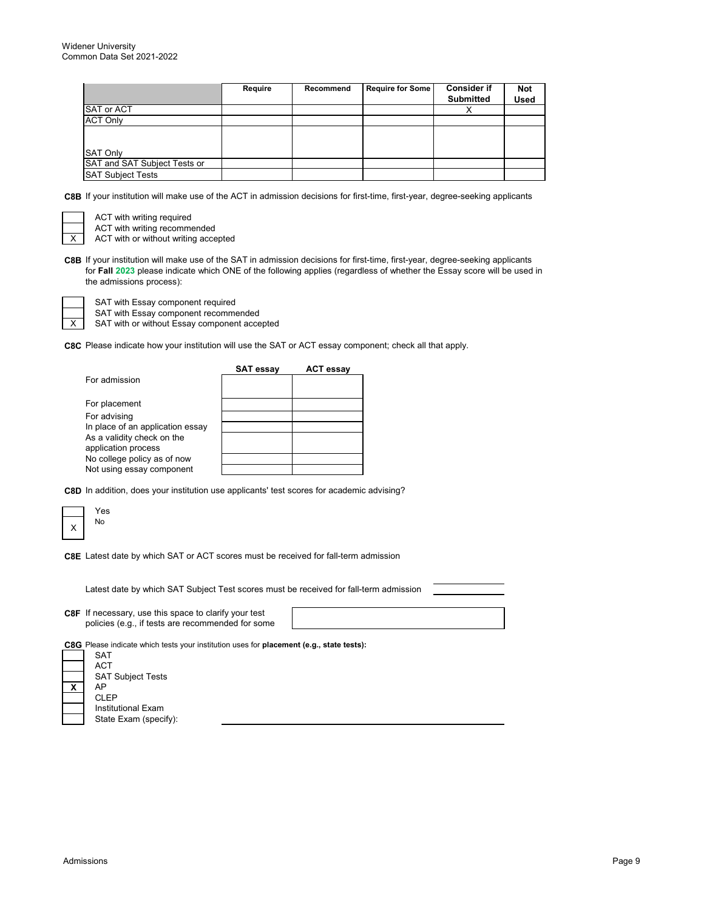| | Require | Recommend | Require for Some | Consider if Submitted | Not Used |
|---|---|---|---|---|---|
| SAT or ACT | | | | X | |
| ACT Only | | | | | |
| SAT Only | | | | | |
| SAT and SAT Subject Tests or | | | | | |
| SAT Subject Tests | | | | | |

**C8B** If your institution will make use of the ACT in admission decisions for first-time, first-year, degree-seeking applicants

| | |
|---|---|
| | ACT with writing required |
| | ACT with writing recommended |
| X | ACT with or without writing accepted |

**C8B** If your institution will make use of the SAT in admission decisions for first-time, first-year, degree-seeking applicants for **Fall 2023** please indicate which ONE of the following applies (regardless of whether the Essay score will be used in the admissions process):

| | |
|---|---|
| | SAT with Essay component required |
| | SAT with Essay component recommended |
| X | SAT with or without Essay component accepted |

**C8C** Please indicate how your institution will use the SAT or ACT essay component; check all that apply.

| | SAT essay | ACT essay |
|---|---|---|
| For admission | | |
| For placement | | |
| For advising | | |
| In place of an application essay | | |
| As a validity check on the application process | | |
| No college policy as of now | | |
| Not using essay component | | |

**C8D** In addition, does your institution use applicants' test scores for academic advising?

| | |
|---|---|
| | Yes |
| X | No |

**C8E** Latest date by which SAT or ACT scores must be received for fall-term admission

Latest date by which SAT Subject Test scores must be received for fall-term admission

**C8F** If necessary, use this space to clarify your test policies (e.g., if tests are recommended for some

**C8G** Please indicate which tests your institution uses for **placement (e.g., state tests):**

| | |
|---|---|
| | SAT |
| | ACT |
| | SAT Subject Tests |
| X | AP |
| | CLEP |
| | Institutional Exam |
| | State Exam (specify): |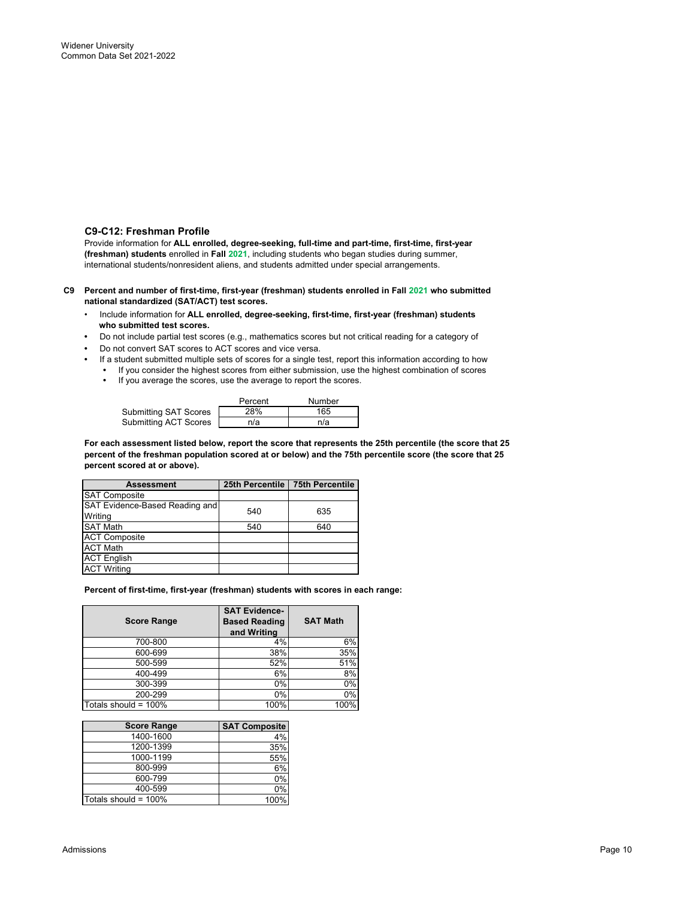### C9-C12: Freshman Profile

Provide information for **ALL enrolled, degree-seeking, full-time and part-time, first-time, first-year (freshman) students** enrolled in **Fall 2021**, including students who began studies during summer, international students/nonresident aliens, and students admitted under special arrangements.

**C9 Percent and number of first-time, first-year (freshman) students enrolled in Fall 2021 who submitted national standardized (SAT/ACT) test scores.**

- Include information for **ALL enrolled, degree-seeking, first-time, first-year (freshman) students who submitted test scores.**
- Do not include partial test scores (e.g., mathematics scores but not critical reading for a category of
- Do not convert SAT scores to ACT scores and vice versa.
- If a student submitted multiple sets of scores for a single test, report this information according to how
  - If you consider the highest scores from either submission, use the highest combination of scores
  - If you average the scores, use the average to report the scores.

| | Percent | Number |
|---|---|---|
| Submitting SAT Scores | 28% | 165 |
| Submitting ACT Scores | n/a | n/a |

**For each assessment listed below, report the score that represents the 25th percentile (the score that 25 percent of the freshman population scored at or below) and the 75th percentile score (the score that 25 percent scored at or above).**

| Assessment | 25th Percentile | 75th Percentile |
|---|---|---|
| SAT Composite | | |
| SAT Evidence-Based Reading and Writing | 540 | 635 |
| SAT Math | 540 | 640 |
| ACT Composite | | |
| ACT Math | | |
| ACT English | | |
| ACT Writing | | |

**Percent of first-time, first-year (freshman) students with scores in each range:**

| Score Range | SAT Evidence-Based Reading and Writing | SAT Math |
|---|---|---|
| 700-800 | 4% | 6% |
| 600-699 | 38% | 35% |
| 500-599 | 52% | 51% |
| 400-499 | 6% | 8% |
| 300-399 | 0% | 0% |
| 200-299 | 0% | 0% |
| Totals should = 100% | 100% | 100% |

| Score Range | SAT Composite |
|---|---|
| 1400-1600 | 4% |
| 1200-1399 | 35% |
| 1000-1199 | 55% |
| 800-999 | 6% |
| 600-799 | 0% |
| 400-599 | 0% |
| Totals should = 100% | 100% |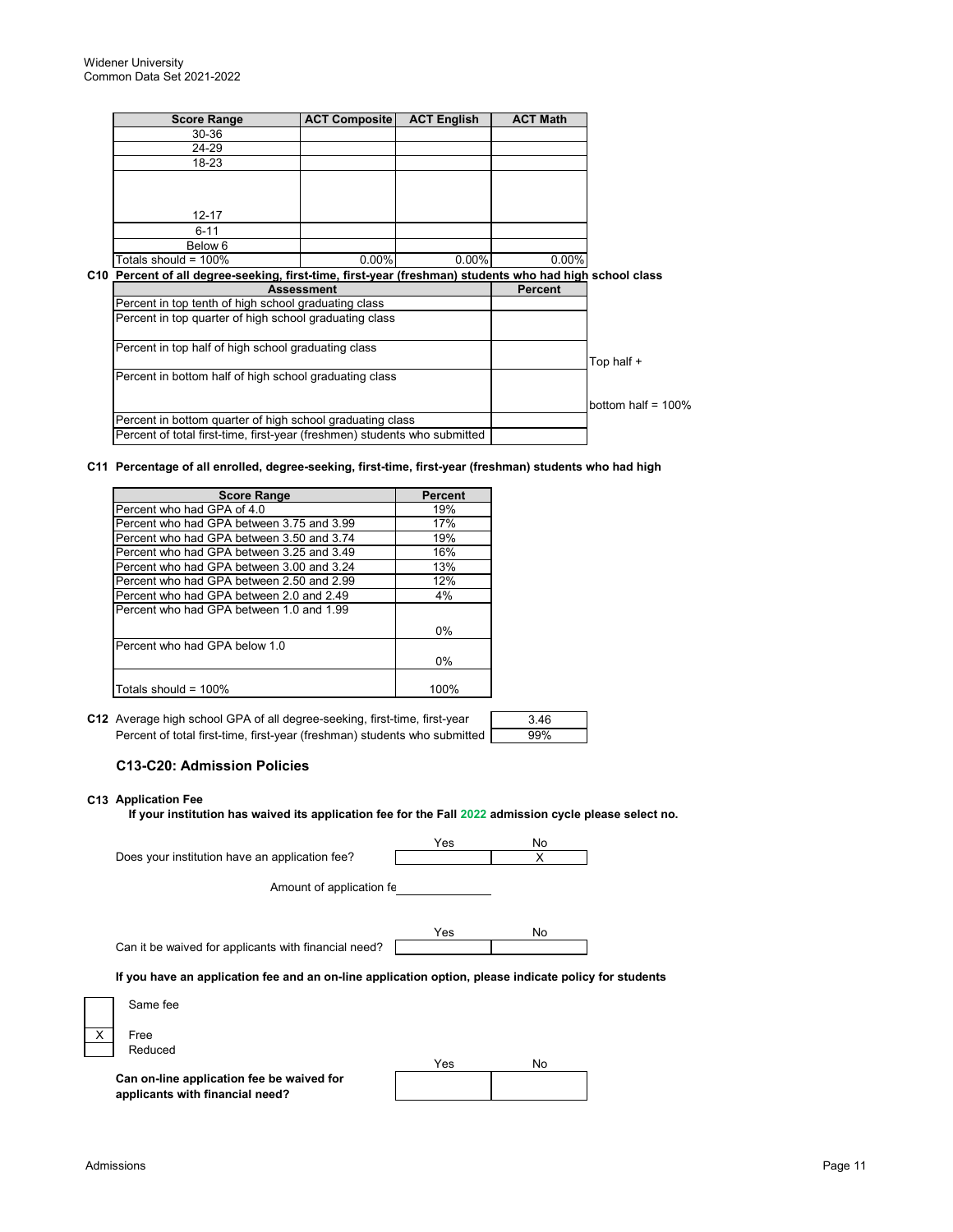| Score Range | ACT Composite | ACT English | ACT Math |
|---|---|---|---|
| 30-36 | | | |
| 24-29 | | | |
| 18-23 | | | |
| 12-17 | | | |
| 6-11 | | | |
| Below 6 | | | |
| Totals should = 100% | 0.00% | 0.00% | 0.00% |

**C10 Percent of all degree-seeking, first-time, first-year (freshman) students who had high school class**

| Assessment | Percent | |
|---|---|---|
| Percent in top tenth of high school graduating class | | |
| Percent in top quarter of high school graduating class | | |
| Percent in top half of high school graduating class | | Top half + |
| Percent in bottom half of high school graduating class | | bottom half = 100% |
| Percent in bottom quarter of high school graduating class | | |
| Percent of total first-time, first-year (freshmen) students who submitted | | |

**C11 Percentage of all enrolled, degree-seeking, first-time, first-year (freshman) students who had high**

| Score Range | Percent |
|---|---|
| Percent who had GPA of 4.0 | 19% |
| Percent who had GPA between 3.75 and 3.99 | 17% |
| Percent who had GPA between 3.50 and 3.74 | 19% |
| Percent who had GPA between 3.25 and 3.49 | 16% |
| Percent who had GPA between 3.00 and 3.24 | 13% |
| Percent who had GPA between 2.50 and 2.99 | 12% |
| Percent who had GPA between 2.0 and 2.49 | 4% |
| Percent who had GPA between 1.0 and 1.99 | 0% |
| Percent who had GPA below 1.0 | 0% |
| Totals should = 100% | 100% |

**C12** Average high school GPA of all degree-seeking, first-time, first-year: 3.46

Percent of total first-time, first-year (freshman) students who submitted: 99%

### C13-C20: Admission Policies

**C13 Application Fee**

**If your institution has waived its application fee for the Fall 2022 admission cycle please select no.**

| | Yes | No |
|---|---|---|
| Does your institution have an application fee? | | X |

Amount of application fe

| | Yes | No |
|---|---|---|
| Can it be waived for applicants with financial need? | | |

**If you have an application fee and an on-line application option, please indicate policy for students**

- [ ] Same fee
- [X] Free
- [ ] Reduced

| | Yes | No |
|---|---|---|
| **Can on-line application fee be waived for applicants with financial need?** | | |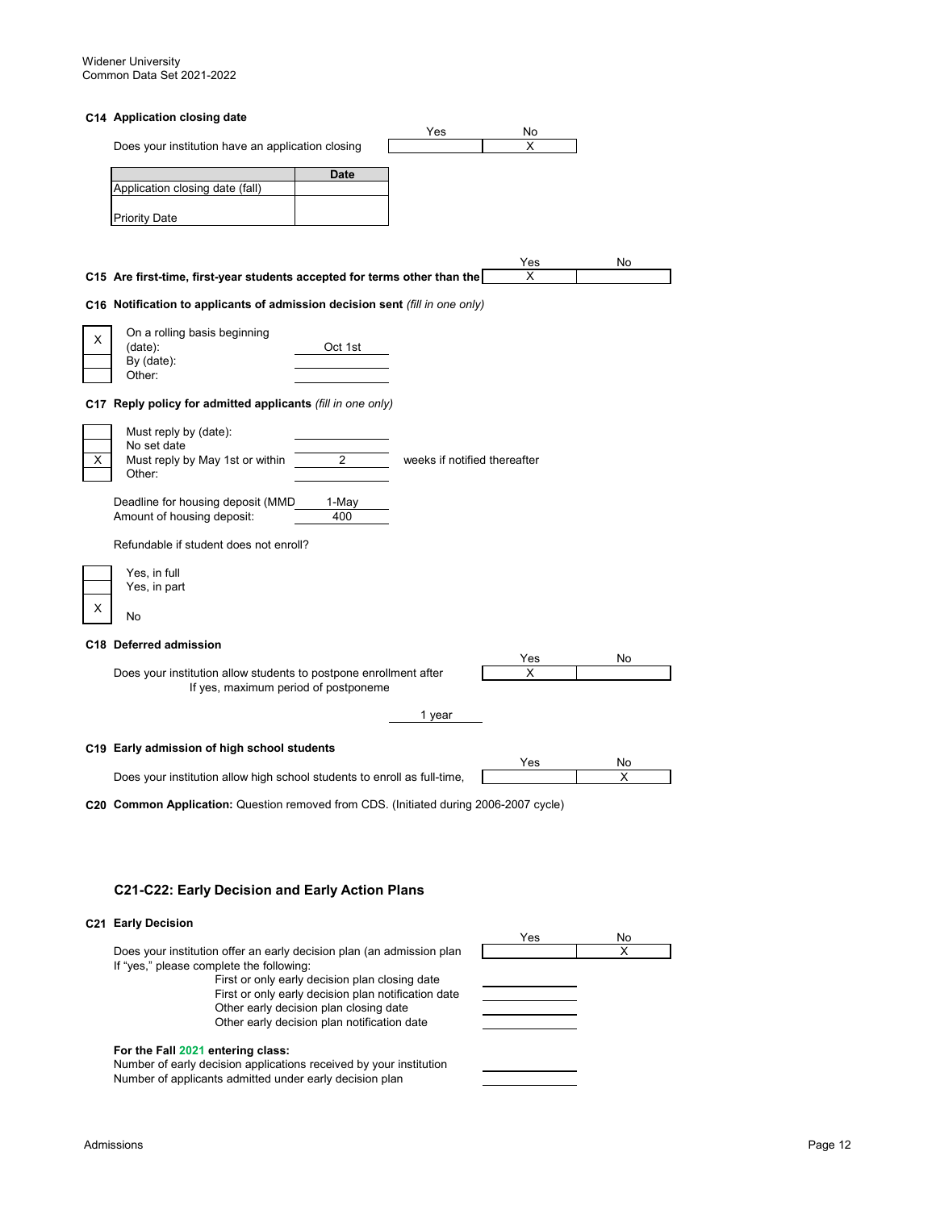Widener University
Common Data Set 2021-2022

**C14 Application closing date**

| | Yes | No |
|---|---|---|
| Does your institution have an application closing | | X |

| | Date |
|---|---|
| Application closing date (fall) | |
| Priority Date | |

| | Yes | No |
|---|---|---|
| **C15 Are first-time, first-year students accepted for terms other than the** | X | |

**C16 Notification to applicants of admission decision sent** *(fill in one only)*

| | | |
|---|---|---|
| X | On a rolling basis beginning (date): | Oct 1st |
| | By (date): | |
| | Other: | |

**C17 Reply policy for admitted applicants** *(fill in one only)*

| | | | |
|---|---|---|---|
| | Must reply by (date): | | |
| | No set date | | |
| X | Must reply by May 1st or within | 2 | weeks if notified thereafter |
| | Other: | | |

Deadline for housing deposit (MMD: 1-May
Amount of housing deposit: 400

Refundable if student does not enroll?

| | |
|---|---|
| | Yes, in full |
| | Yes, in part |
| X | No |

**C18 Deferred admission**

| | Yes | No |
|---|---|---|
| Does your institution allow students to postpone enrollment after | X | |

If yes, maximum period of postponeme: 1 year

**C19 Early admission of high school students**

| | Yes | No |
|---|---|---|
| Does your institution allow high school students to enroll as full-time, | | X |

**C20 Common Application:** Question removed from CDS. (Initiated during 2006-2007 cycle)

## C21-C22: Early Decision and Early Action Plans

**C21 Early Decision**

| | Yes | No |
|---|---|---|
| Does your institution offer an early decision plan (an admission plan | | X |

If "yes," please complete the following:

| | |
|---|---|
| First or only early decision plan closing date | |
| First or only early decision plan notification date | |
| Other early decision plan closing date | |
| Other early decision plan notification date | |

**For the Fall 2021 entering class:**

| | |
|---|---|
| Number of early decision applications received by your institution | |
| Number of applicants admitted under early decision plan | |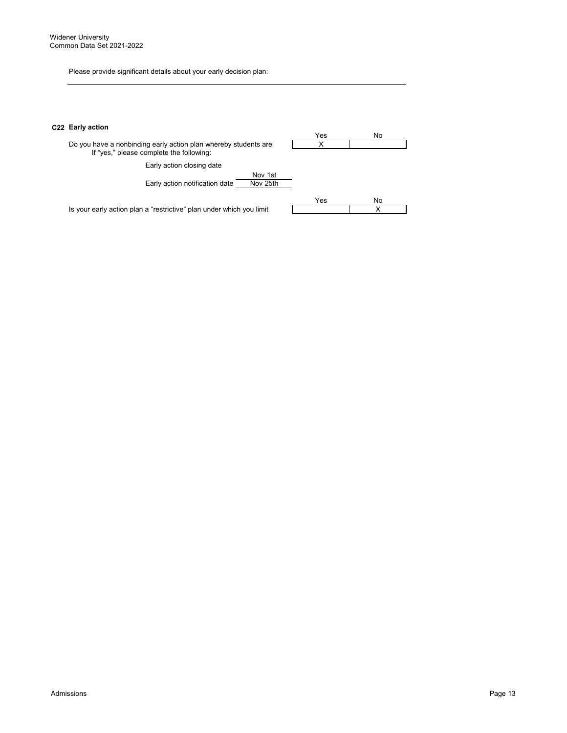Please provide significant details about your early decision plan:

---

**C22 Early action**

| | Yes | No |
|---|---|---|
| Do you have a nonbinding early action plan whereby students are | X | |

If "yes," please complete the following:

| | |
|---|---|
| Early action closing date | Nov 1st |
| Early action notification date | Nov 25th |

| | Yes | No |
|---|---|---|
| Is your early action plan a "restrictive" plan under which you limit | | X |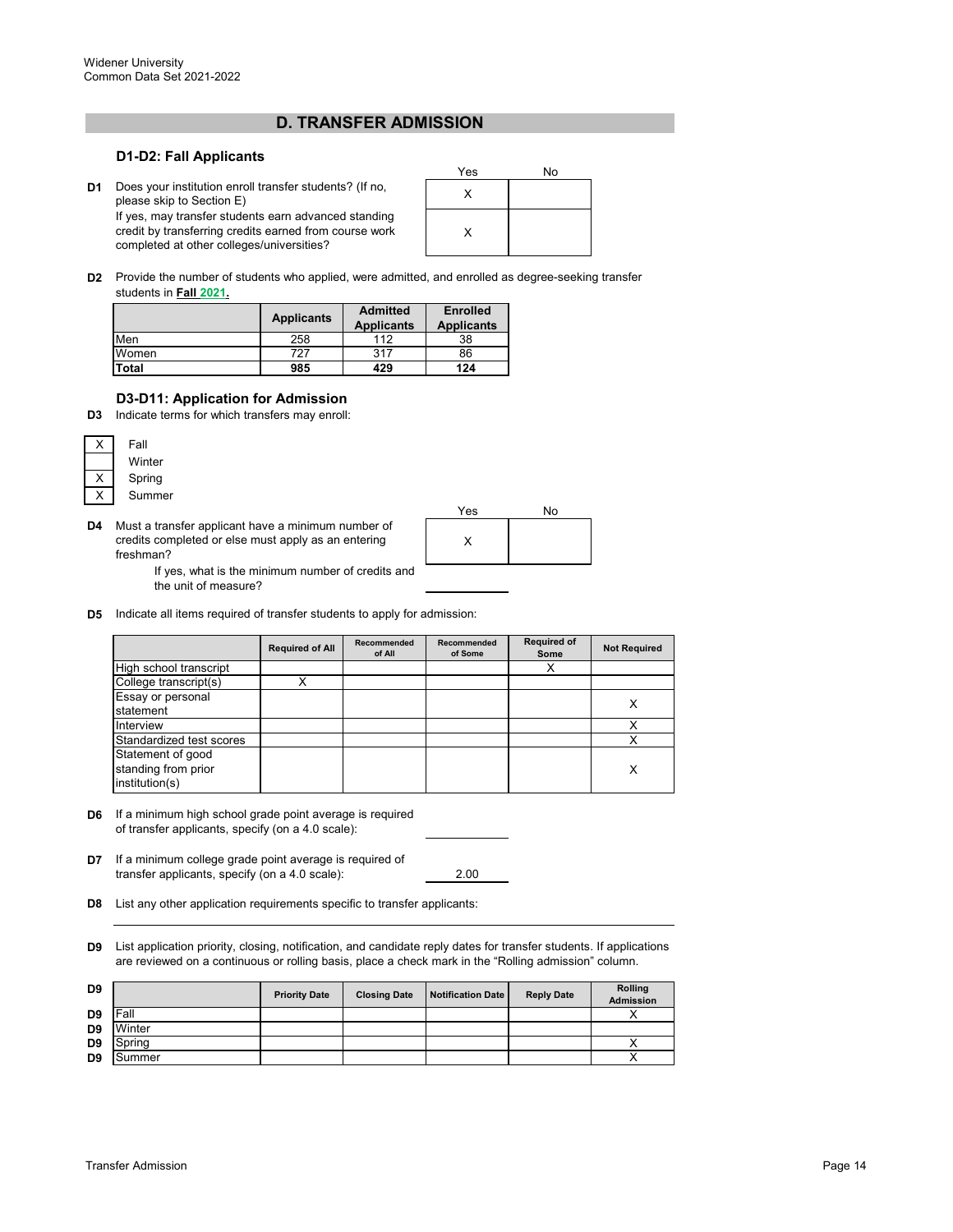## D. TRANSFER ADMISSION

### D1-D2: Fall Applicants

| | | Yes | No |
|---|---|---|---|
| D1 | Does your institution enroll transfer students? (If no, please skip to Section E) | X | |
| | If yes, may transfer students earn advanced standing credit by transferring credits earned from course work completed at other colleges/universities? | X | |

**D2** Provide the number of students who applied, were admitted, and enrolled as degree-seeking transfer students in **Fall 2021.**

| | Applicants | Admitted Applicants | Enrolled Applicants |
|---|---|---|---|
| Men | 258 | 112 | 38 |
| Women | 727 | 317 | 86 |
| **Total** | **985** | **429** | **124** |

### D3-D11: Application for Admission

**D3** Indicate terms for which transfers may enroll:

- [X] Fall
- [ ] Winter
- [X] Spring
- [X] Summer

| | | Yes | No |
|---|---|---|---|
| D4 | Must a transfer applicant have a minimum number of credits completed or else must apply as an entering freshman? | X | |

If yes, what is the minimum number of credits and the unit of measure? ________

**D5** Indicate all items required of transfer students to apply for admission:

| | Required of All | Recommended of All | Recommended of Some | Required of Some | Not Required |
|---|---|---|---|---|---|
| High school transcript | | | | X | |
| College transcript(s) | X | | | | |
| Essay or personal statement | | | | | X |
| Interview | | | | | X |
| Standardized test scores | | | | | X |
| Statement of good standing from prior institution(s) | | | | | X |

**D6** If a minimum high school grade point average is required of transfer applicants, specify (on a 4.0 scale): ________

**D7** If a minimum college grade point average is required of transfer applicants, specify (on a 4.0 scale): 2.00

**D8** List any other application requirements specific to transfer applicants:

**D9** List application priority, closing, notification, and candidate reply dates for transfer students. If applications are reviewed on a continuous or rolling basis, place a check mark in the "Rolling admission" column.

| D9 | | Priority Date | Closing Date | Notification Date | Reply Date | Rolling Admission |
|---|---|---|---|---|---|---|
| D9 | Fall | | | | | X |
| D9 | Winter | | | | | |
| D9 | Spring | | | | | X |
| D9 | Summer | | | | | X |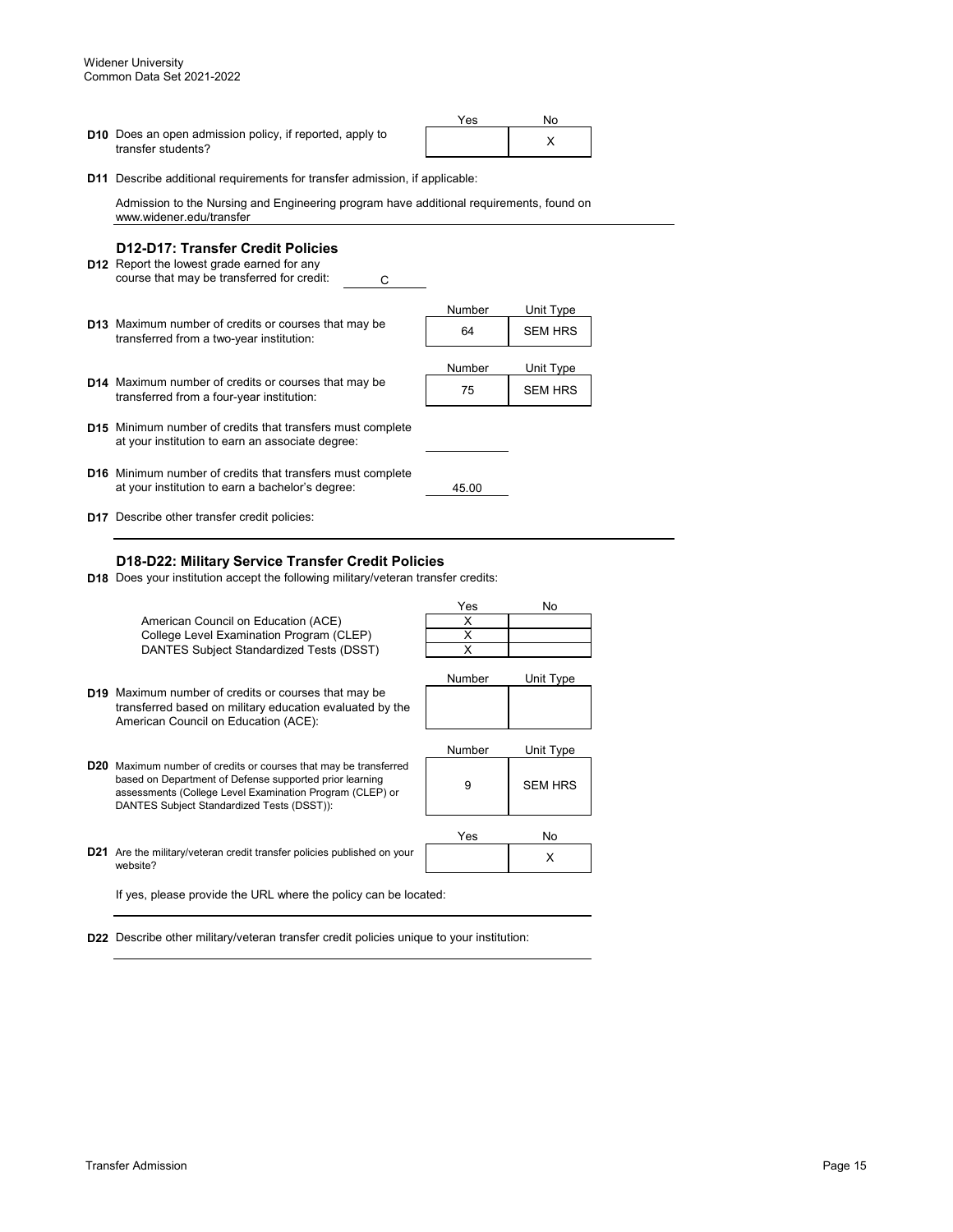**D10** Does an open admission policy, if reported, apply to transfer students?

| Yes | No |
|---|---|
| | X |

**D11** Describe additional requirements for transfer admission, if applicable:

Admission to the Nursing and Engineering program have additional requirements, found on www.widener.edu/transfer

### D12-D17: Transfer Credit Policies

**D12** Report the lowest grade earned for any course that may be transferred for credit: C

**D13** Maximum number of credits or courses that may be transferred from a two-year institution:

| Number | Unit Type |
|---|---|
| 64 | SEM HRS |

**D14** Maximum number of credits or courses that may be transferred from a four-year institution:

| Number | Unit Type |
|---|---|
| 75 | SEM HRS |

**D15** Minimum number of credits that transfers must complete at your institution to earn an associate degree:

**D16** Minimum number of credits that transfers must complete at your institution to earn a bachelor's degree: 45.00

**D17** Describe other transfer credit policies:

### D18-D22: Military Service Transfer Credit Policies

**D18** Does your institution accept the following military/veteran transfer credits:

| | Yes | No |
|---|---|---|
| American Council on Education (ACE) | X | |
| College Level Examination Program (CLEP) | X | |
| DANTES Subject Standardized Tests (DSST) | X | |

**D19** Maximum number of credits or courses that may be transferred based on military education evaluated by the American Council on Education (ACE):

| Number | Unit Type |
|---|---|
| | |

**D20** Maximum number of credits or courses that may be transferred based on Department of Defense supported prior learning assessments (College Level Examination Program (CLEP) or DANTES Subject Standardized Tests (DSST)):

| Number | Unit Type |
|---|---|
| 9 | SEM HRS |

**D21** Are the military/veteran credit transfer policies published on your website?

| Yes | No |
|---|---|
| | X |

If yes, please provide the URL where the policy can be located:

**D22** Describe other military/veteran transfer credit policies unique to your institution: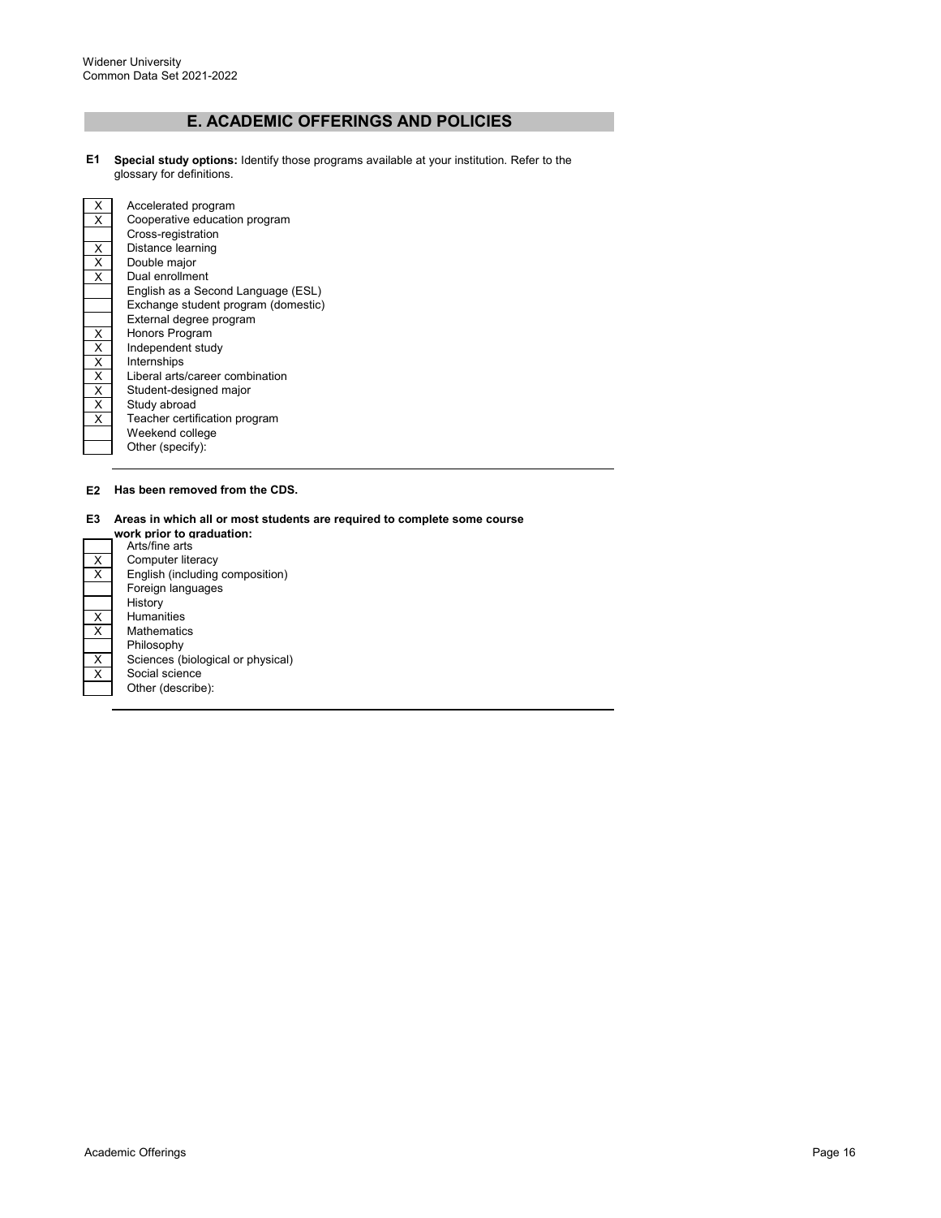## E. ACADEMIC OFFERINGS AND POLICIES

**E1 Special study options:** Identify those programs available at your institution. Refer to the glossary for definitions.

| | |
|---|---|
| X | Accelerated program |
| X | Cooperative education program |
| | Cross-registration |
| X | Distance learning |
| X | Double major |
| X | Dual enrollment |
| | English as a Second Language (ESL) |
| | Exchange student program (domestic) |
| | External degree program |
| X | Honors Program |
| X | Independent study |
| X | Internships |
| X | Liberal arts/career combination |
| X | Student-designed major |
| X | Study abroad |
| X | Teacher certification program |
| | Weekend college |
| | Other (specify): |

**E2 Has been removed from the CDS.**

**E3 Areas in which all or most students are required to complete some course work prior to graduation:**

| | |
|---|---|
| | Arts/fine arts |
| X | Computer literacy |
| X | English (including composition) |
| | Foreign languages |
| | History |
| X | Humanities |
| X | Mathematics |
| | Philosophy |
| X | Sciences (biological or physical) |
| X | Social science |
| | Other (describe): |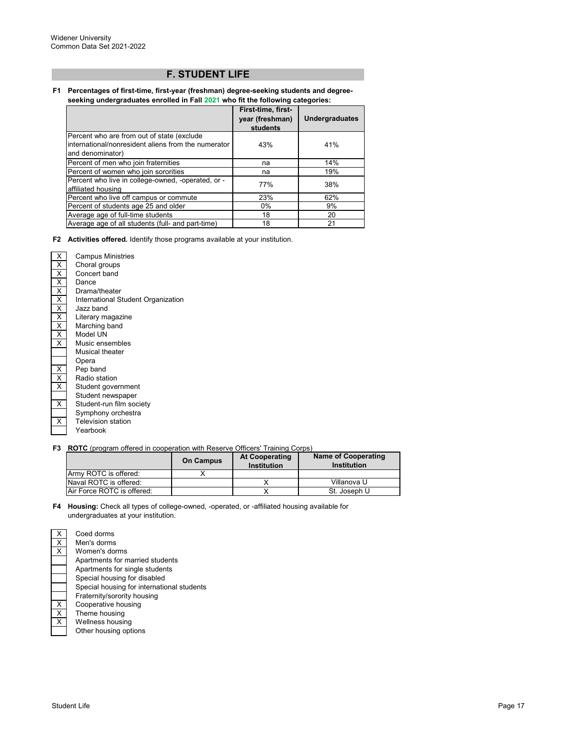Widener University
Common Data Set 2021-2022

## F. STUDENT LIFE

**F1 Percentages of first-time, first-year (freshman) degree-seeking students and degree-seeking undergraduates enrolled in Fall 2021 who fit the following categories:**

| | First-time, first-year (freshman) students | Undergraduates |
|---|---|---|
| Percent who are from out of state (exclude international/nonresident aliens from the numerator and denominator) | 43% | 41% |
| Percent of men who join fraternities | na | 14% |
| Percent of women who join sororities | na | 19% |
| Percent who live in college-owned, -operated, or -affiliated housing | 77% | 38% |
| Percent who live off campus or commute | 23% | 62% |
| Percent of students age 25 and older | 0% | 9% |
| Average age of full-time students | 18 | 20 |
| Average age of all students (full- and part-time) | 18 | 21 |

**F2 Activities offered.** Identify those programs available at your institution.

| | |
|---|---|
| X | Campus Ministries |
| X | Choral groups |
| X | Concert band |
| X | Dance |
| X | Drama/theater |
| X | International Student Organization |
| X | Jazz band |
| X | Literary magazine |
| X | Marching band |
| X | Model UN |
| X | Music ensembles |
| | Musical theater |
| | Opera |
| X | Pep band |
| X | Radio station |
| X | Student government |
| | Student newspaper |
| X | Student-run film society |
| | Symphony orchestra |
| X | Television station |
| | Yearbook |

**F3 ROTC** (program offered in cooperation with Reserve Officers' Training Corps)

| | On Campus | At Cooperating Institution | Name of Cooperating Institution |
|---|---|---|---|
| Army ROTC is offered: | X | | |
| Naval ROTC is offered: | | X | Villanova U |
| Air Force ROTC is offered: | | X | St. Joseph U |

**F4 Housing:** Check all types of college-owned, -operated, or -affiliated housing available for undergraduates at your institution.

| | |
|---|---|
| X | Coed dorms |
| X | Men's dorms |
| X | Women's dorms |
| | Apartments for married students |
| | Apartments for single students |
| | Special housing for disabled |
| | Special housing for international students |
| | Fraternity/sorority housing |
| X | Cooperative housing |
| X | Theme housing |
| X | Wellness housing |
| | Other housing options |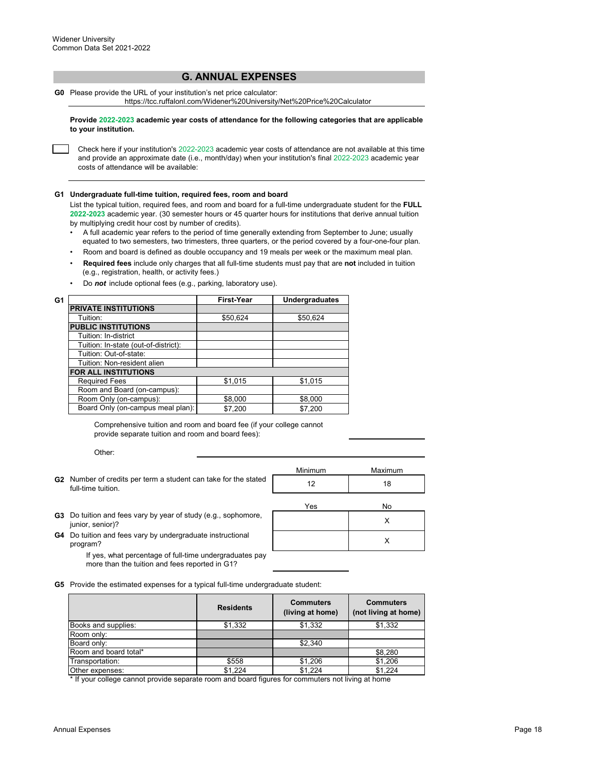Widener University
Common Data Set 2021-2022

## G. ANNUAL EXPENSES

**G0** Please provide the URL of your institution's net price calculator:
https://tcc.ruffalonl.com/Widener%20University/Net%20Price%20Calculator

**Provide 2022-2023 academic year costs of attendance for the following categories that are applicable to your institution.**

☐ Check here if your institution's 2022-2023 academic year costs of attendance are not available at this time and provide an approximate date (i.e., month/day) when your institution's final 2022-2023 academic year costs of attendance will be available:

**G1 Undergraduate full-time tuition, required fees, room and board**

List the typical tuition, required fees, and room and board for a full-time undergraduate student for the **FULL 2022-2023** academic year. (30 semester hours or 45 quarter hours for institutions that derive annual tuition by multiplying credit hour cost by number of credits).

- A full academic year refers to the period of time generally extending from September to June; usually equated to two semesters, two trimesters, three quarters, or the period covered by a four-one-four plan.
- Room and board is defined as double occupancy and 19 meals per week or the maximum meal plan.
- **Required fees** include only charges that all full-time students must pay that are **not** included in tuition (e.g., registration, health, or activity fees.)
- Do ***not*** include optional fees (e.g., parking, laboratory use).

| G1 | First-Year | Undergraduates |
|---|---|---|
| **PRIVATE INSTITUTIONS** | | |
| Tuition: | $50,624 | $50,624 |
| **PUBLIC INSTITUTIONS** | | |
| Tuition: In-district | | |
| Tuition: In-state (out-of-district): | | |
| Tuition: Out-of-state: | | |
| Tuition: Non-resident alien | | |
| **FOR ALL INSTITUTIONS** | | |
| Required Fees | $1,015 | $1,015 |
| Room and Board (on-campus): | | |
| Room Only (on-campus): | $8,000 | $8,000 |
| Board Only (on-campus meal plan): | $7,200 | $7,200 |

Comprehensive tuition and room and board fee (if your college cannot provide separate tuition and room and board fees):

Other:

| | Minimum | Maximum |
|---|---|---|
| **G2** Number of credits per term a student can take for the stated full-time tuition. | 12 | 18 |

| | Yes | No |
|---|---|---|
| **G3** Do tuition and fees vary by year of study (e.g., sophomore, junior, senior)? | | X |
| **G4** Do tuition and fees vary by undergraduate instructional program? | | X |

If yes, what percentage of full-time undergraduates pay more than the tuition and fees reported in G1?

**G5** Provide the estimated expenses for a typical full-time undergraduate student:

| | Residents | Commuters (living at home) | Commuters (not living at home) |
|---|---|---|---|
| Books and supplies: | $1,332 | $1,332 | $1,332 |
| Room only: | | | |
| Board only: | | $2,340 | |
| Room and board total* | | | $8,280 |
| Transportation: | $558 | $1,206 | $1,206 |
| Other expenses: | $1,224 | $1,224 | $1,224 |

\* If your college cannot provide separate room and board figures for commuters not living at home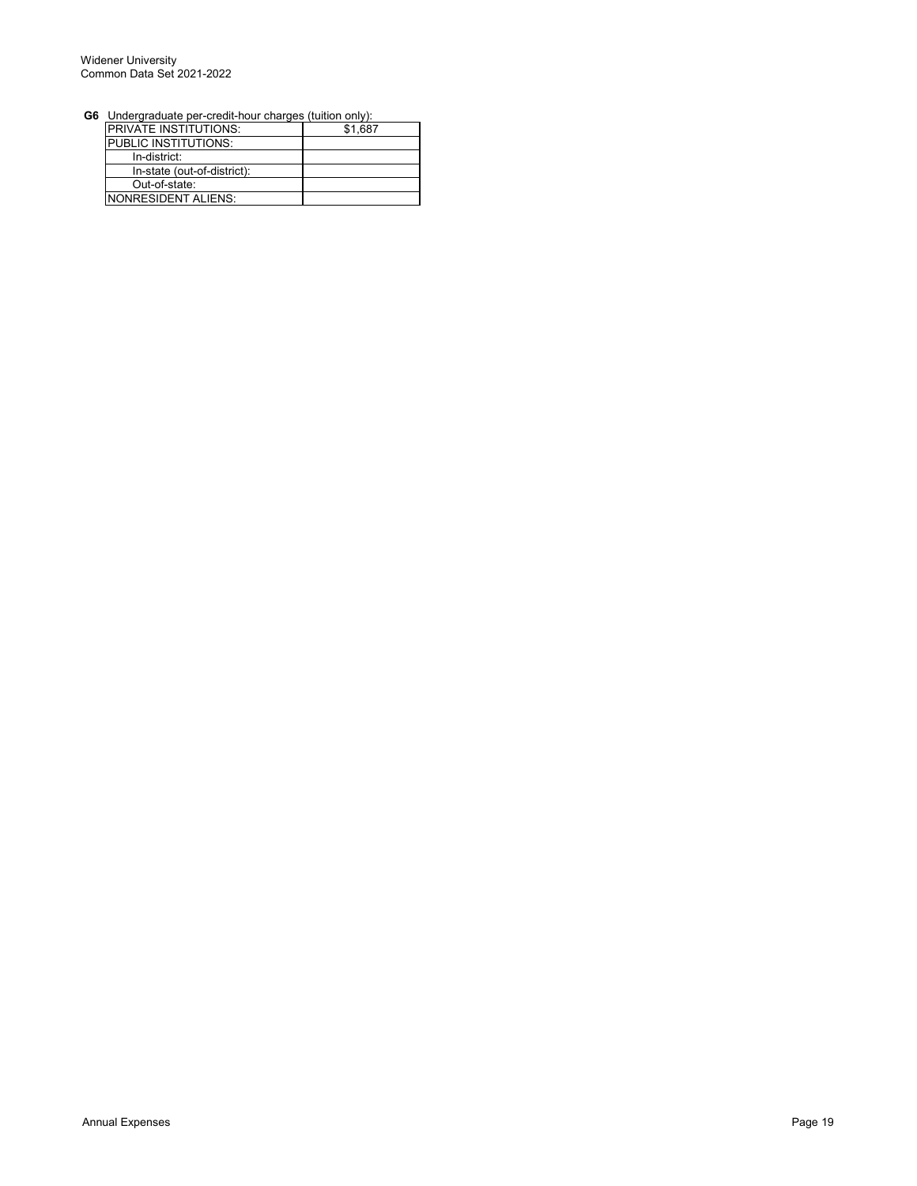**G6** Undergraduate per-credit-hour charges (tuition only):

| | |
|---|---|
| PRIVATE INSTITUTIONS: | $1,687 |
| PUBLIC INSTITUTIONS: | |
| In-district: | |
| In-state (out-of-district): | |
| Out-of-state: | |
| NONRESIDENT ALIENS: | |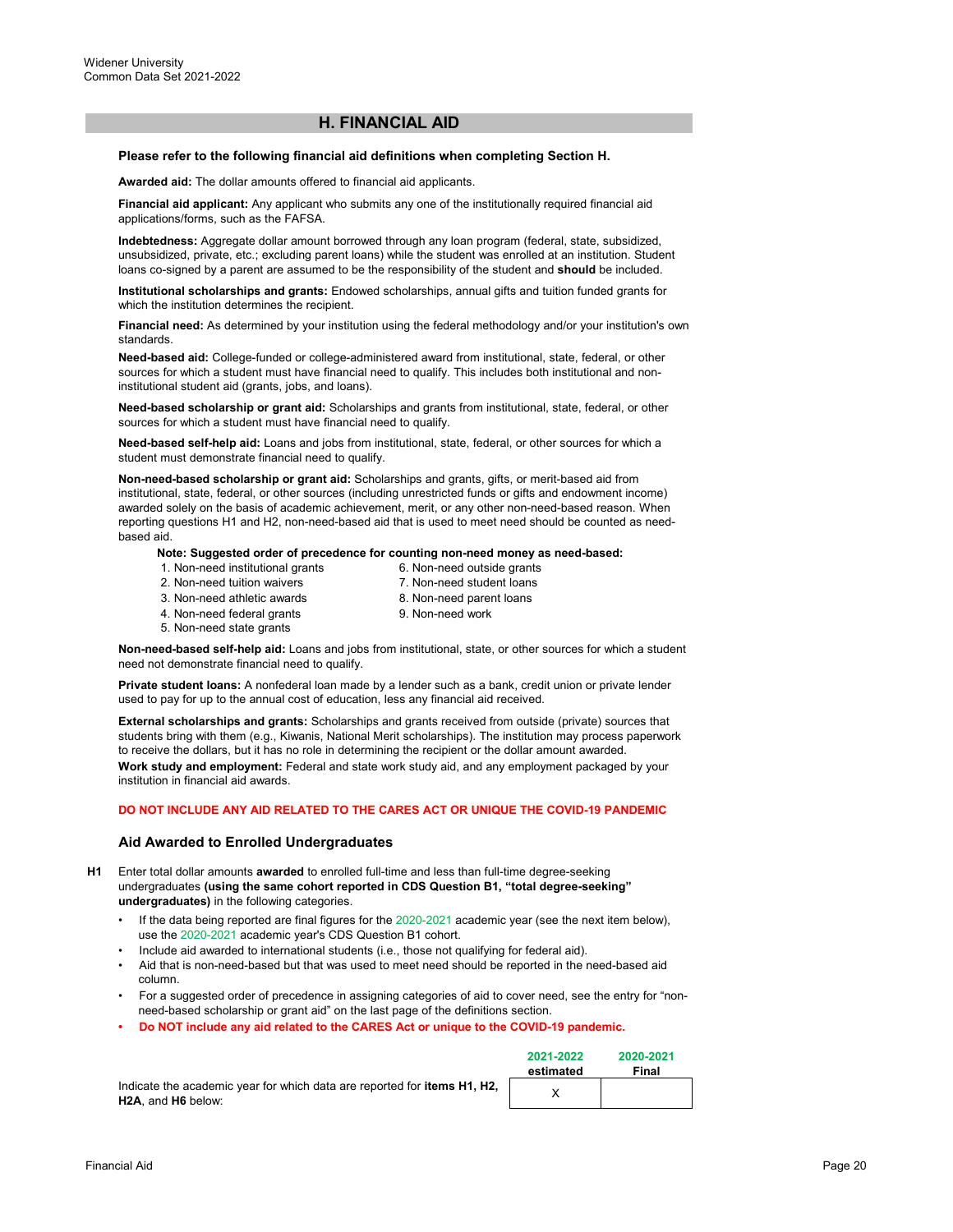Widener University
Common Data Set 2021-2022

## H. FINANCIAL AID

**Please refer to the following financial aid definitions when completing Section H.**

**Awarded aid:** The dollar amounts offered to financial aid applicants.

**Financial aid applicant:** Any applicant who submits any one of the institutionally required financial aid applications/forms, such as the FAFSA.

**Indebtedness:** Aggregate dollar amount borrowed through any loan program (federal, state, subsidized, unsubsidized, private, etc.; excluding parent loans) while the student was enrolled at an institution. Student loans co-signed by a parent are assumed to be the responsibility of the student and **should** be included.

**Institutional scholarships and grants:** Endowed scholarships, annual gifts and tuition funded grants for which the institution determines the recipient.

**Financial need:** As determined by your institution using the federal methodology and/or your institution's own standards.

**Need-based aid:** College-funded or college-administered award from institutional, state, federal, or other sources for which a student must have financial need to qualify. This includes both institutional and non-institutional student aid (grants, jobs, and loans).

**Need-based scholarship or grant aid:** Scholarships and grants from institutional, state, federal, or other sources for which a student must have financial need to qualify.

**Need-based self-help aid:** Loans and jobs from institutional, state, federal, or other sources for which a student must demonstrate financial need to qualify.

**Non-need-based scholarship or grant aid:** Scholarships and grants, gifts, or merit-based aid from institutional, state, federal, or other sources (including unrestricted funds or gifts and endowment income) awarded solely on the basis of academic achievement, merit, or any other non-need-based reason. When reporting questions H1 and H2, non-need-based aid that is used to meet need should be counted as need-based aid.

**Note: Suggested order of precedence for counting non-need money as need-based:**

1. Non-need institutional grants
2. Non-need tuition waivers
3. Non-need athletic awards
4. Non-need federal grants
5. Non-need state grants
6. Non-need outside grants
7. Non-need student loans
8. Non-need parent loans
9. Non-need work

**Non-need-based self-help aid:** Loans and jobs from institutional, state, or other sources for which a student need not demonstrate financial need to qualify.

**Private student loans:** A nonfederal loan made by a lender such as a bank, credit union or private lender used to pay for up to the annual cost of education, less any financial aid received.

**External scholarships and grants:** Scholarships and grants received from outside (private) sources that students bring with them (e.g., Kiwanis, National Merit scholarships). The institution may process paperwork to receive the dollars, but it has no role in determining the recipient or the dollar amount awarded.

**Work study and employment:** Federal and state work study aid, and any employment packaged by your institution in financial aid awards.

**DO NOT INCLUDE ANY AID RELATED TO THE CARES ACT OR UNIQUE THE COVID-19 PANDEMIC**

### Aid Awarded to Enrolled Undergraduates

**H1** Enter total dollar amounts **awarded** to enrolled full-time and less than full-time degree-seeking undergraduates **(using the same cohort reported in CDS Question B1, "total degree-seeking" undergraduates)** in the following categories.

- If the data being reported are final figures for the 2020-2021 academic year (see the next item below), use the 2020-2021 academic year's CDS Question B1 cohort.
- Include aid awarded to international students (i.e., those not qualifying for federal aid).
- Aid that is non-need-based but that was used to meet need should be reported in the need-based aid column.
- For a suggested order of precedence in assigning categories of aid to cover need, see the entry for "non-need-based scholarship or grant aid" on the last page of the definitions section.
- **Do NOT include any aid related to the CARES Act or unique to the COVID-19 pandemic.**

| | 2021-2022 estimated | 2020-2021 Final |
|---|---|---|
| Indicate the academic year for which data are reported for **items H1, H2, H2A**, and **H6** below: | X | |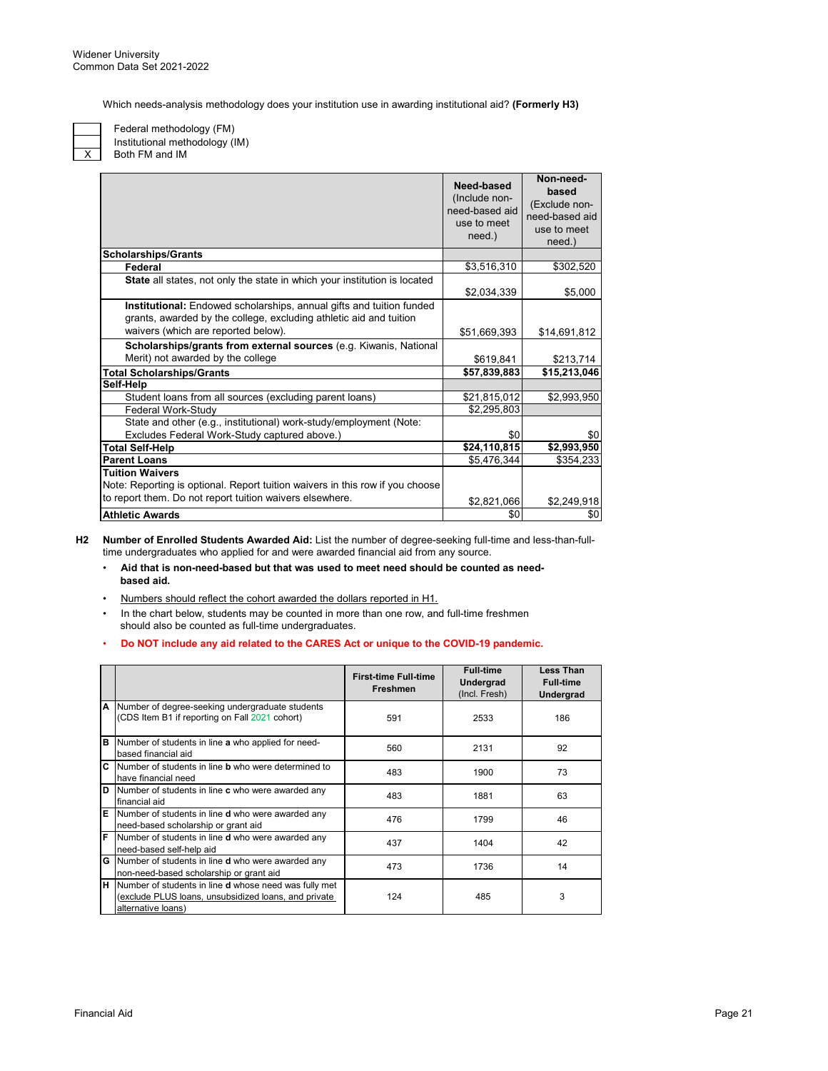Which needs-analysis methodology does your institution use in awarding institutional aid? **(Formerly H3)**

| | |
|---|---|
| | Federal methodology (FM) |
| | Institutional methodology (IM) |
| X | Both FM and IM |

| | **Need-based** (Include non-need-based aid use to meet need.) | **Non-need-based** (Exclude non-need-based aid use to meet need.) |
|---|---|---|
| **Scholarships/Grants** | | |
| **Federal** | $3,516,310 | $302,520 |
| **State** all states, not only the state in which your institution is located | $2,034,339 | $5,000 |
| **Institutional:** Endowed scholarships, annual gifts and tuition funded grants, awarded by the college, excluding athletic aid and tuition waivers (which are reported below). | $51,669,393 | $14,691,812 |
| **Scholarships/grants from external sources** (e.g. Kiwanis, National Merit) not awarded by the college | $619,841 | $213,714 |
| **Total Scholarships/Grants** | **$57,839,883** | **$15,213,046** |
| **Self-Help** | | |
| Student loans from all sources (excluding parent loans) | $21,815,012 | $2,993,950 |
| Federal Work-Study | $2,295,803 | |
| State and other (e.g., institutional) work-study/employment (Note: Excludes Federal Work-Study captured above.) | $0 | $0 |
| **Total Self-Help** | **$24,110,815** | **$2,993,950** |
| **Parent Loans** | $5,476,344 | $354,233 |
| **Tuition Waivers** Note: Reporting is optional. Report tuition waivers in this row if you choose to report them. Do not report tuition waivers elsewhere. | $2,821,066 | $2,249,918 |
| **Athletic Awards** | $0 | $0 |

**H2** **Number of Enrolled Students Awarded Aid:** List the number of degree-seeking full-time and less-than-full-time undergraduates who applied for and were awarded financial aid from any source.

- **Aid that is non-need-based but that was used to meet need should be counted as need-based aid.**
- Numbers should reflect the cohort awarded the dollars reported in H1.
- In the chart below, students may be counted in more than one row, and full-time freshmen should also be counted as full-time undergraduates.
- **Do NOT include any aid related to the CARES Act or unique to the COVID-19 pandemic.**

| | | First-time Full-time Freshmen | Full-time Undergrad (Incl. Fresh) | Less Than Full-time Undergrad |
|---|---|---|---|---|
| A | Number of degree-seeking undergraduate students (CDS Item B1 if reporting on Fall 2021 cohort) | 591 | 2533 | 186 |
| B | Number of students in line **a** who applied for need-based financial aid | 560 | 2131 | 92 |
| C | Number of students in line **b** who were determined to have financial need | 483 | 1900 | 73 |
| D | Number of students in line **c** who were awarded any financial aid | 483 | 1881 | 63 |
| E | Number of students in line **d** who were awarded any need-based scholarship or grant aid | 476 | 1799 | 46 |
| F | Number of students in line **d** who were awarded any need-based self-help aid | 437 | 1404 | 42 |
| G | Number of students in line **d** who were awarded any non-need-based scholarship or grant aid | 473 | 1736 | 14 |
| H | Number of students in line **d** whose need was fully met (exclude PLUS loans, unsubsidized loans, and private alternative loans) | 124 | 485 | 3 |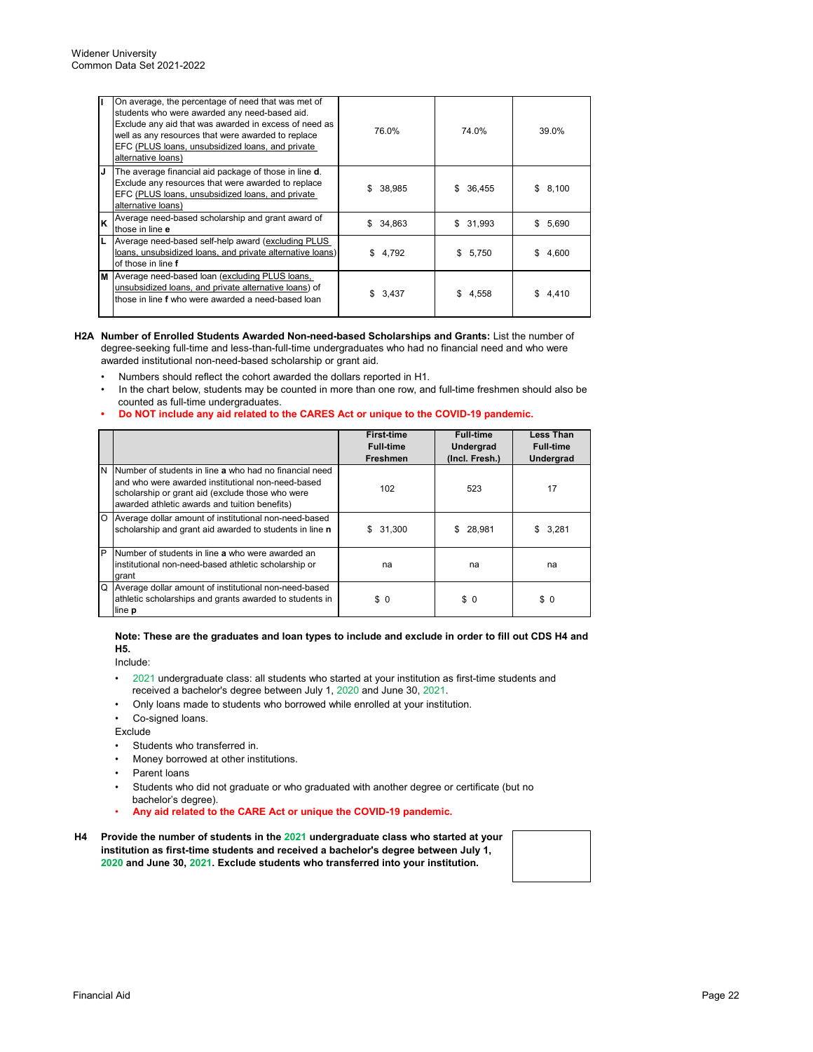| | | | | |
|---|---|---|---|---|
| I | On average, the percentage of need that was met of students who were awarded any need-based aid. Exclude any aid that was awarded in excess of need as well as any resources that were awarded to replace EFC (PLUS loans, unsubsidized loans, and private alternative loans) | 76.0% | 74.0% | 39.0% |
| J | The average financial aid package of those in line **d**. Exclude any resources that were awarded to replace EFC (PLUS loans, unsubsidized loans, and private alternative loans) | $ 38,985 | $ 36,455 | $ 8,100 |
| K | Average need-based scholarship and grant award of those in line **e** | $ 34,863 | $ 31,993 | $ 5,690 |
| L | Average need-based self-help award (excluding PLUS loans, unsubsidized loans, and private alternative loans) of those in line **f** | $ 4,792 | $ 5,750 | $ 4,600 |
| M | Average need-based loan (excluding PLUS loans, unsubsidized loans, and private alternative loans) of those in line **f** who were awarded a need-based loan | $ 3,437 | $ 4,558 | $ 4,410 |

**H2A Number of Enrolled Students Awarded Non-need-based Scholarships and Grants:** List the number of degree-seeking full-time and less-than-full-time undergraduates who had no financial need and who were awarded institutional non-need-based scholarship or grant aid.

- Numbers should reflect the cohort awarded the dollars reported in H1.
- In the chart below, students may be counted in more than one row, and full-time freshmen should also be counted as full-time undergraduates.
- **Do NOT include any aid related to the CARES Act or unique to the COVID-19 pandemic.**

| | | First-time Full-time Freshmen | Full-time Undergrad (Incl. Fresh.) | Less Than Full-time Undergrad |
|---|---|---|---|---|
| N | Number of students in line **a** who had no financial need and who were awarded institutional non-need-based scholarship or grant aid (exclude those who were awarded athletic awards and tuition benefits) | 102 | 523 | 17 |
| O | Average dollar amount of institutional non-need-based scholarship and grant aid awarded to students in line **n** | $ 31,300 | $ 28,981 | $ 3,281 |
| P | Number of students in line **a** who were awarded an institutional non-need-based athletic scholarship or grant | na | na | na |
| Q | Average dollar amount of institutional non-need-based athletic scholarships and grants awarded to students in line **p** | $ 0 | $ 0 | $ 0 |

**Note: These are the graduates and loan types to include and exclude in order to fill out CDS H4 and H5.**

Include:

- 2021 undergraduate class: all students who started at your institution as first-time students and received a bachelor's degree between July 1, 2020 and June 30, 2021.
- Only loans made to students who borrowed while enrolled at your institution.
- Co-signed loans.

Exclude

- Students who transferred in.
- Money borrowed at other institutions.
- Parent loans
- Students who did not graduate or who graduated with another degree or certificate (but no bachelor's degree).
- **Any aid related to the CARE Act or unique the COVID-19 pandemic.**

**H4 Provide the number of students in the 2021 undergraduate class who started at your institution as first-time students and received a bachelor's degree between July 1, 2020 and June 30, 2021. Exclude students who transferred into your institution.**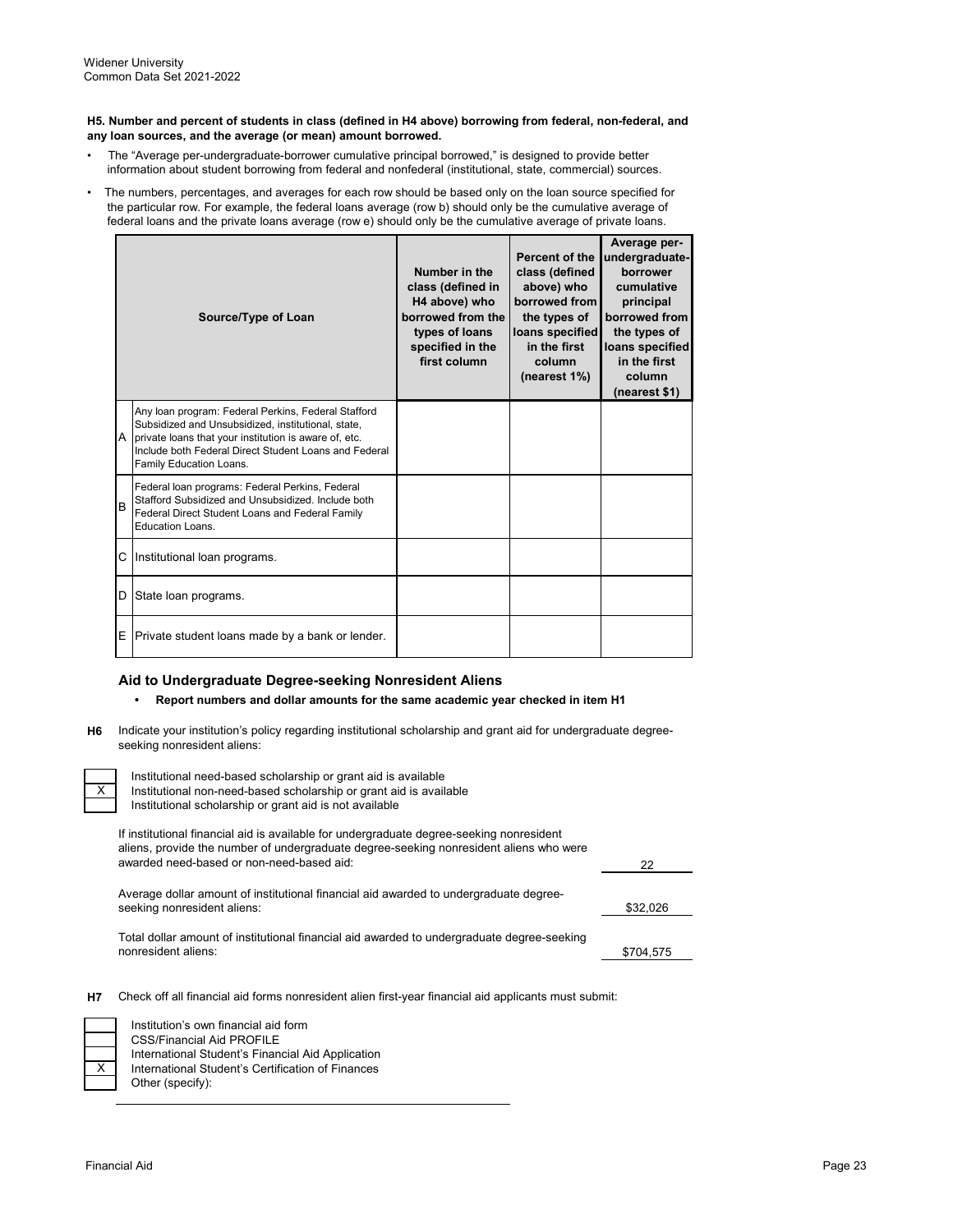**H5. Number and percent of students in class (defined in H4 above) borrowing from federal, non-federal, and any loan sources, and the average (or mean) amount borrowed.**

- The "Average per-undergraduate-borrower cumulative principal borrowed," is designed to provide better information about student borrowing from federal and nonfederal (institutional, state, commercial) sources.
- The numbers, percentages, and averages for each row should be based only on the loan source specified for the particular row. For example, the federal loans average (row b) should only be the cumulative average of federal loans and the private loans average (row e) should only be the cumulative average of private loans.

| | Source/Type of Loan | Number in the class (defined in H4 above) who borrowed from the types of loans specified in the first column | Percent of the class (defined above) who borrowed from the types of loans specified in the first column (nearest 1%) | Average per-undergraduate-borrower cumulative principal borrowed from the types of loans specified in the first column (nearest $1) |
|---|---|---|---|---|
| A | Any loan program: Federal Perkins, Federal Stafford Subsidized and Unsubsidized, institutional, state, private loans that your institution is aware of, etc. Include both Federal Direct Student Loans and Federal Family Education Loans. | | | |
| B | Federal loan programs: Federal Perkins, Federal Stafford Subsidized and Unsubsidized. Include both Federal Direct Student Loans and Federal Family Education Loans. | | | |
| C | Institutional loan programs. | | | |
| D | State loan programs. | | | |
| E | Private student loans made by a bank or lender. | | | |

### Aid to Undergraduate Degree-seeking Nonresident Aliens

- **Report numbers and dollar amounts for the same academic year checked in item H1**

**H6** Indicate your institution's policy regarding institutional scholarship and grant aid for undergraduate degree-seeking nonresident aliens:

| | |
|---|---|
| | Institutional need-based scholarship or grant aid is available |
| X | Institutional non-need-based scholarship or grant aid is available |
| | Institutional scholarship or grant aid is not available |

If institutional financial aid is available for undergraduate degree-seeking nonresident aliens, provide the number of undergraduate degree-seeking nonresident aliens who were awarded need-based or non-need-based aid: 22

Average dollar amount of institutional financial aid awarded to undergraduate degree-seeking nonresident aliens: $32,026

Total dollar amount of institutional financial aid awarded to undergraduate degree-seeking nonresident aliens: $704,575

**H7** Check off all financial aid forms nonresident alien first-year financial aid applicants must submit:

| | |
|---|---|
| | Institution's own financial aid form |
| | CSS/Financial Aid PROFILE |
| | International Student's Financial Aid Application |
| X | International Student's Certification of Finances |
| | Other (specify): |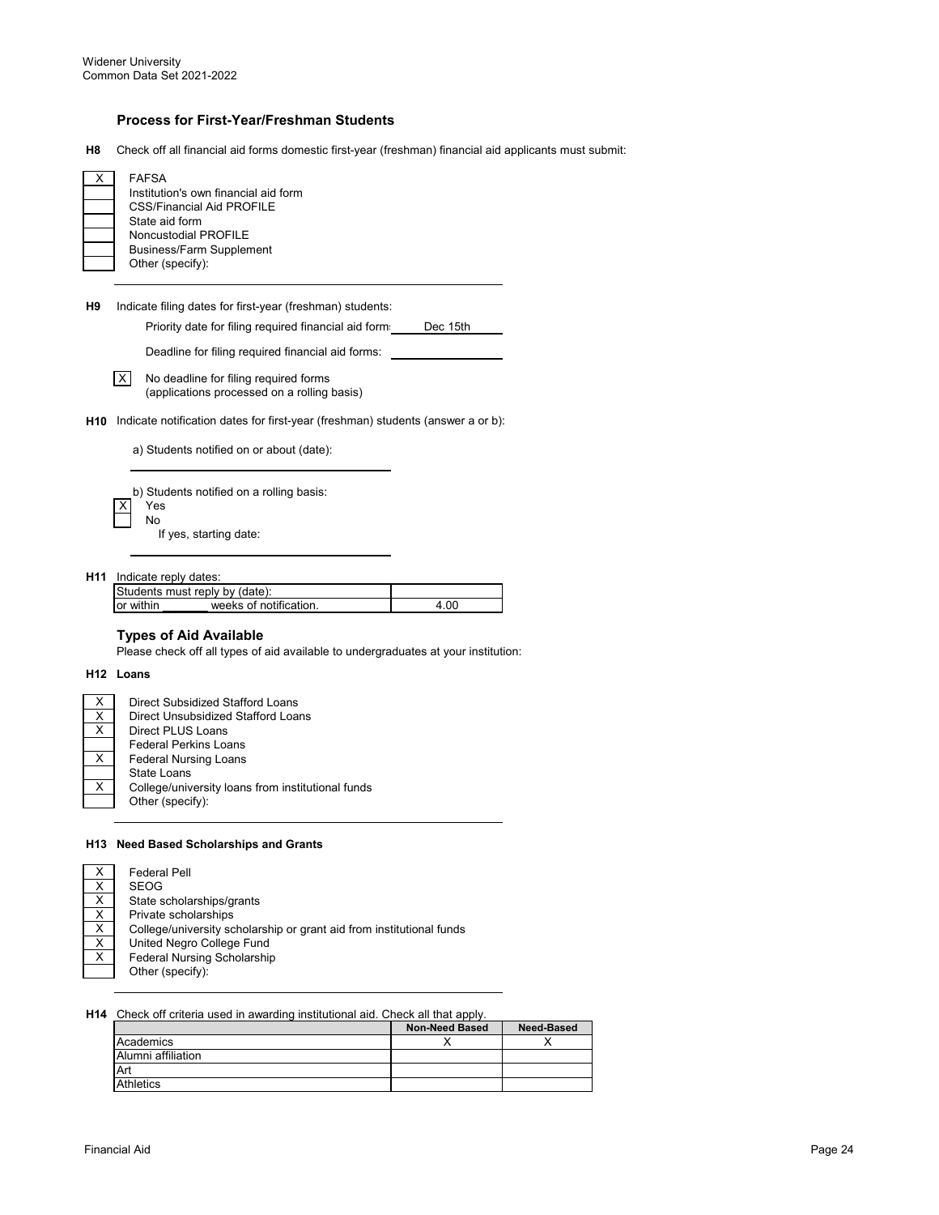## Process for First-Year/Freshman Students

**H8** Check off all financial aid forms domestic first-year (freshman) financial aid applicants must submit:

| | |
|---|---|
| X | FAFSA |
| | Institution's own financial aid form |
| | CSS/Financial Aid PROFILE |
| | State aid form |
| | Noncustodial PROFILE |
| | Business/Farm Supplement |
| | Other (specify): |

**H9** Indicate filing dates for first-year (freshman) students:

Priority date for filing required financial aid forms: Dec 15th

Deadline for filing required financial aid forms:

[X] No deadline for filing required forms (applications processed on a rolling basis)

**H10** Indicate notification dates for first-year (freshman) students (answer a or b):

a) Students notified on or about (date):

b) Students notified on a rolling basis:

| | |
|---|---|
| X | Yes |
| | No |

If yes, starting date:

**H11** Indicate reply dates:

| | |
|---|---|
| Students must reply by (date): | |
| or within _______ weeks of notification. | 4.00 |

## Types of Aid Available

Please check off all types of aid available to undergraduates at your institution:

**H12 Loans**

| | |
|---|---|
| X | Direct Subsidized Stafford Loans |
| X | Direct Unsubsidized Stafford Loans |
| X | Direct PLUS Loans |
| | Federal Perkins Loans |
| X | Federal Nursing Loans |
| | State Loans |
| X | College/university loans from institutional funds |
| | Other (specify): |

**H13 Need Based Scholarships and Grants**

| | |
|---|---|
| X | Federal Pell |
| X | SEOG |
| X | State scholarships/grants |
| X | Private scholarships |
| X | College/university scholarship or grant aid from institutional funds |
| X | United Negro College Fund |
| X | Federal Nursing Scholarship |
| | Other (specify): |

**H14** Check off criteria used in awarding institutional aid. Check all that apply.

| | Non-Need Based | Need-Based |
|---|---|---|
| Academics | X | X |
| Alumni affiliation | | |
| Art | | |
| Athletics | | |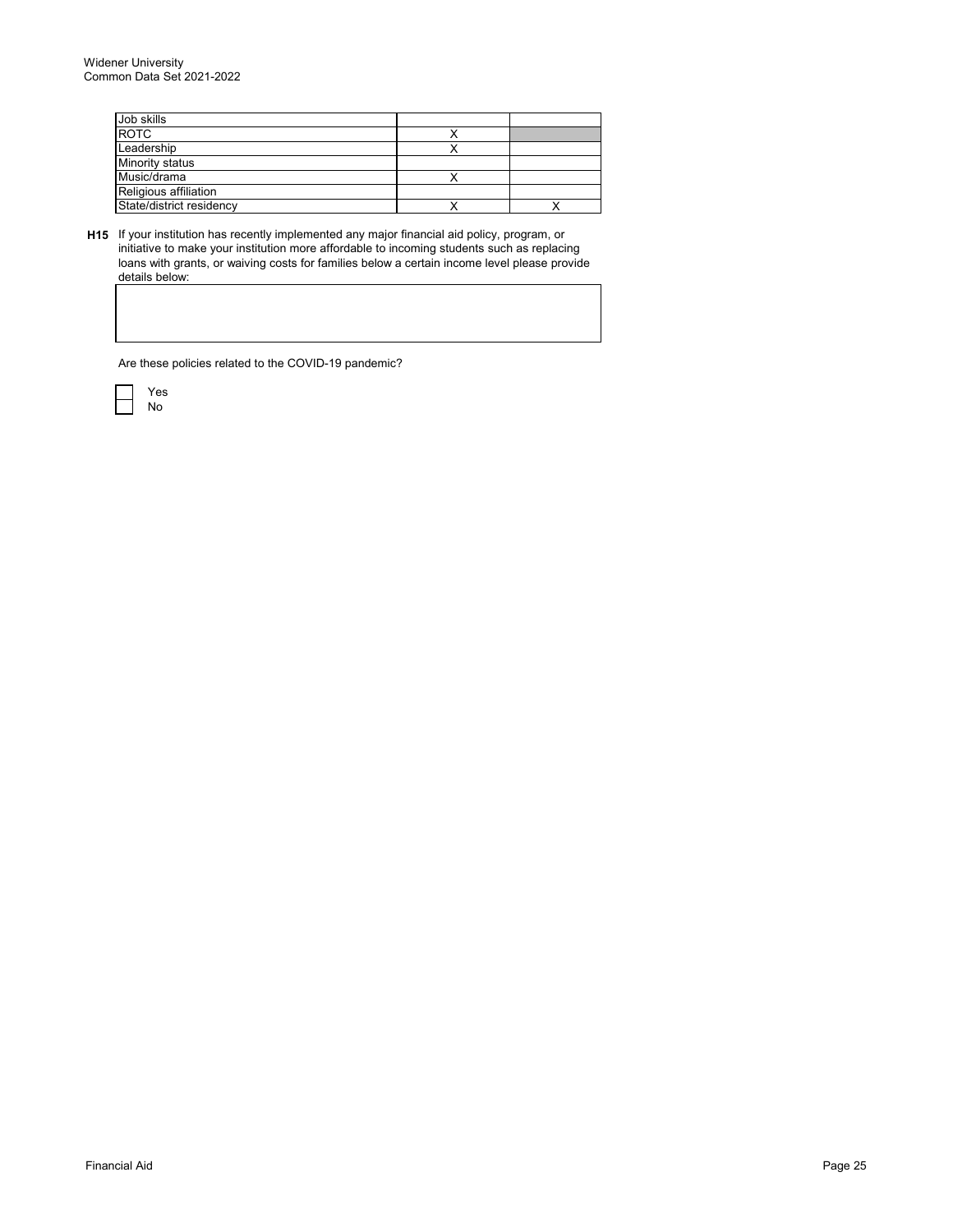| | | |
|---|---|---|
| Job skills | | |
| ROTC | X | |
| Leadership | X | |
| Minority status | | |
| Music/drama | X | |
| Religious affiliation | | |
| State/district residency | X | X |

**H15** If your institution has recently implemented any major financial aid policy, program, or initiative to make your institution more affordable to incoming students such as replacing loans with grants, or waiving costs for families below a certain income level please provide details below:

| |
|---|
| |

Are these policies related to the COVID-19 pandemic?

- [ ] Yes
- [ ] No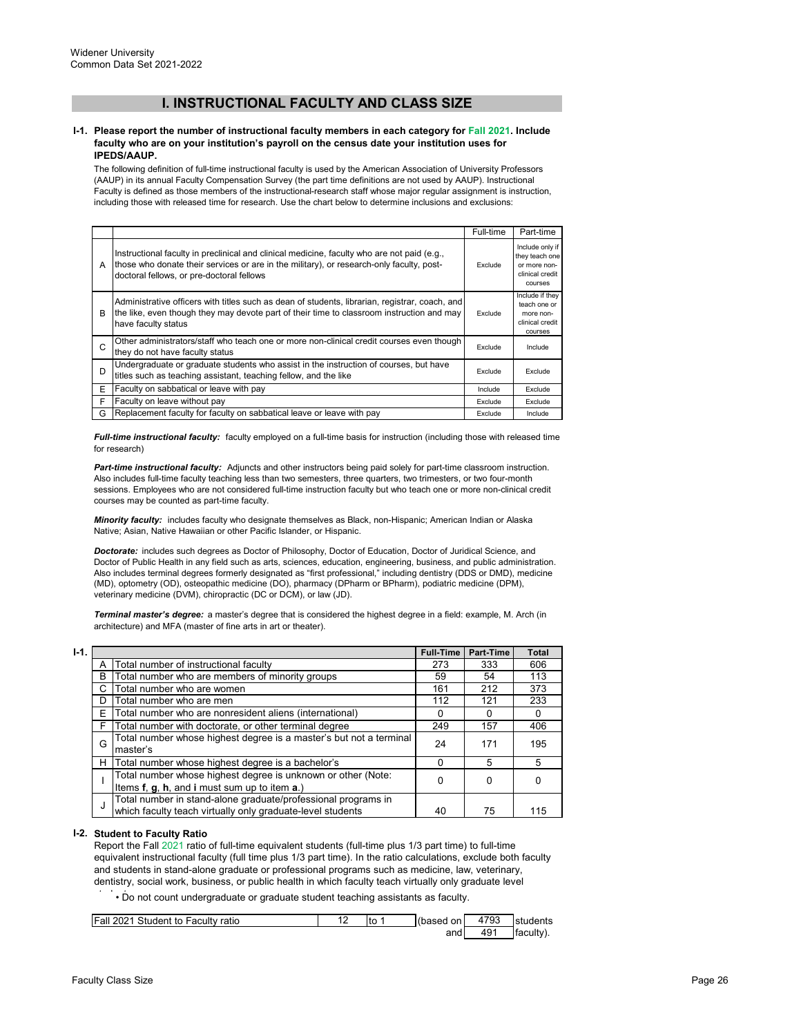Widener University
Common Data Set 2021-2022

## I. INSTRUCTIONAL FACULTY AND CLASS SIZE

**I-1. Please report the number of instructional faculty members in each category for Fall 2021. Include faculty who are on your institution's payroll on the census date your institution uses for IPEDS/AAUP.**

The following definition of full-time instructional faculty is used by the American Association of University Professors (AAUP) in its annual Faculty Compensation Survey (the part time definitions are not used by AAUP). Instructional Faculty is defined as those members of the instructional-research staff whose major regular assignment is instruction, including those with released time for research. Use the chart below to determine inclusions and exclusions:

| | | Full-time | Part-time |
|---|---|---|---|
| A | Instructional faculty in preclinical and clinical medicine, faculty who are not paid (e.g., those who donate their services or are in the military), or research-only faculty, post-doctoral fellows, or pre-doctoral fellows | Exclude | Include only if they teach one or more non-clinical credit courses |
| B | Administrative officers with titles such as dean of students, librarian, registrar, coach, and the like, even though they may devote part of their time to classroom instruction and may have faculty status | Exclude | Include if they teach one or more non-clinical credit courses |
| C | Other administrators/staff who teach one or more non-clinical credit courses even though they do not have faculty status | Exclude | Include |
| D | Undergraduate or graduate students who assist in the instruction of courses, but have titles such as teaching assistant, teaching fellow, and the like | Exclude | Exclude |
| E | Faculty on sabbatical or leave with pay | Include | Exclude |
| F | Faculty on leave without pay | Exclude | Exclude |
| G | Replacement faculty for faculty on sabbatical leave or leave with pay | Exclude | Include |

***Full-time instructional faculty:*** faculty employed on a full-time basis for instruction (including those with released time for research)

***Part-time instructional faculty:*** Adjuncts and other instructors being paid solely for part-time classroom instruction. Also includes full-time faculty teaching less than two semesters, three quarters, two trimesters, or two four-month sessions. Employees who are not considered full-time instruction faculty but who teach one or more non-clinical credit courses may be counted as part-time faculty.

***Minority faculty:*** includes faculty who designate themselves as Black, non-Hispanic; American Indian or Alaska Native; Asian, Native Hawaiian or other Pacific Islander, or Hispanic.

***Doctorate:*** includes such degrees as Doctor of Philosophy, Doctor of Education, Doctor of Juridical Science, and Doctor of Public Health in any field such as arts, sciences, education, engineering, business, and public administration. Also includes terminal degrees formerly designated as "first professional," including dentistry (DDS or DMD), medicine (MD), optometry (OD), osteopathic medicine (DO), pharmacy (DPharm or BPharm), podiatric medicine (DPM), veterinary medicine (DVM), chiropractic (DC or DCM), or law (JD).

***Terminal master's degree:*** a master's degree that is considered the highest degree in a field: example, M. Arch (in architecture) and MFA (master of fine arts in art or theater).

**I-1.**

| | | Full-Time | Part-Time | Total |
|---|---|---|---|---|
| A | Total number of instructional faculty | 273 | 333 | 606 |
| B | Total number who are members of minority groups | 59 | 54 | 113 |
| C | Total number who are women | 161 | 212 | 373 |
| D | Total number who are men | 112 | 121 | 233 |
| E | Total number who are nonresident aliens (international) | 0 | 0 | 0 |
| F | Total number with doctorate, or other terminal degree | 249 | 157 | 406 |
| G | Total number whose highest degree is a master's but not a terminal master's | 24 | 171 | 195 |
| H | Total number whose highest degree is a bachelor's | 0 | 5 | 5 |
| I | Total number whose highest degree is unknown or other (Note: Items **f**, **g**, **h**, and **i** must sum up to item **a**.) | 0 | 0 | 0 |
| J | Total number in stand-alone graduate/professional programs in which faculty teach virtually only graduate-level students | 40 | 75 | 115 |

**I-2. Student to Faculty Ratio**

Report the Fall 2021 ratio of full-time equivalent students (full-time plus 1/3 part time) to full-time equivalent instructional faculty (full time plus 1/3 part time). In the ratio calculations, exclude both faculty and students in stand-alone graduate or professional programs such as medicine, law, veterinary, dentistry, social work, business, or public health in which faculty teach virtually only graduate level students.

• Do not count undergraduate or graduate student teaching assistants as faculty.

| Fall 2021 Student to Faculty ratio | 12 | to 1 | (based on | 4793 | students |
|---|---|---|---|---|---|
| | | | and | 491 | faculty). |

Faculty Class Size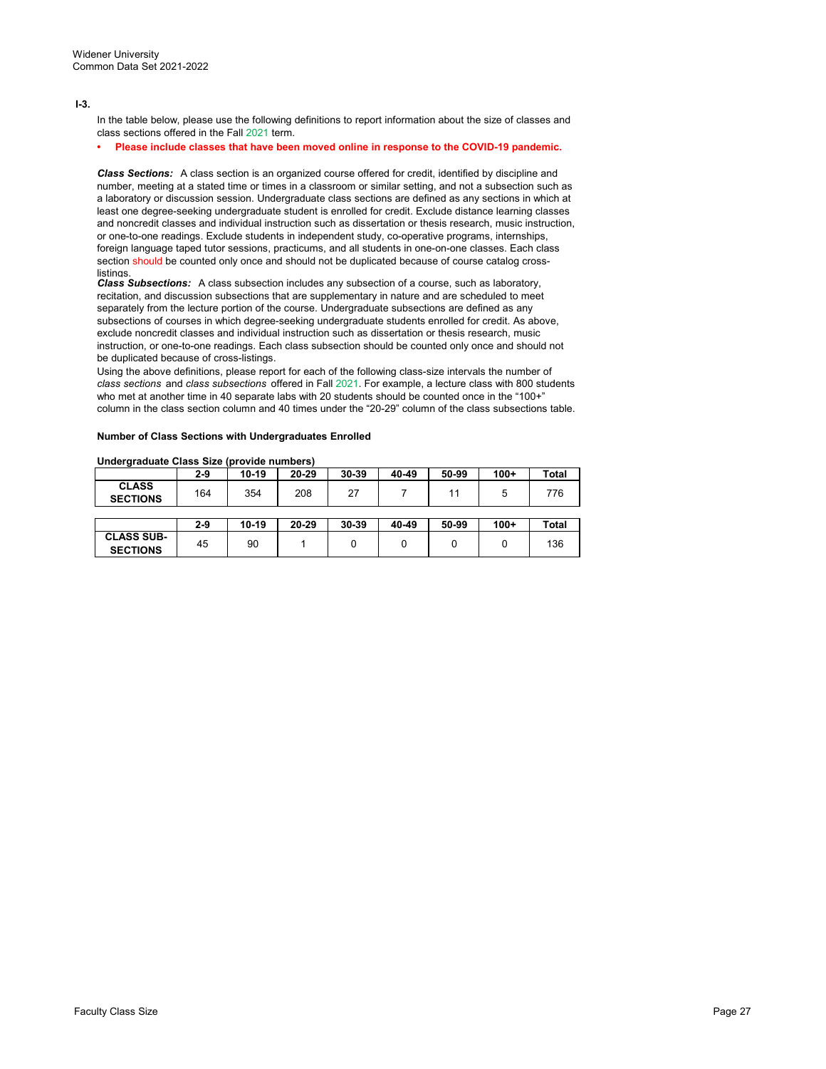**I-3.**

In the table below, please use the following definitions to report information about the size of classes and class sections offered in the Fall 2021 term.

- **Please include classes that have been moved online in response to the COVID-19 pandemic.**

***Class Sections:*** A class section is an organized course offered for credit, identified by discipline and number, meeting at a stated time or times in a classroom or similar setting, and not a subsection such as a laboratory or discussion session. Undergraduate class sections are defined as any sections in which at least one degree-seeking undergraduate student is enrolled for credit. Exclude distance learning classes and noncredit classes and individual instruction such as dissertation or thesis research, music instruction, or one-to-one readings. Exclude students in independent study, co-operative programs, internships, foreign language taped tutor sessions, practicums, and all students in one-on-one classes. Each class section should be counted only once and should not be duplicated because of course catalog cross-listings.

***Class Subsections:*** A class subsection includes any subsection of a course, such as laboratory, recitation, and discussion subsections that are supplementary in nature and are scheduled to meet separately from the lecture portion of the course. Undergraduate subsections are defined as any subsections of courses in which degree-seeking undergraduate students enrolled for credit. As above, exclude noncredit classes and individual instruction such as dissertation or thesis research, music instruction, or one-to-one readings. Each class subsection should be counted only once and should not be duplicated because of cross-listings.

Using the above definitions, please report for each of the following class-size intervals the number of *class sections* and *class subsections* offered in Fall 2021. For example, a lecture class with 800 students who met at another time in 40 separate labs with 20 students should be counted once in the "100+" column in the class section column and 40 times under the "20-29" column of the class subsections table.

**Number of Class Sections with Undergraduates Enrolled**

**Undergraduate Class Size (provide numbers)**

| | 2-9 | 10-19 | 20-29 | 30-39 | 40-49 | 50-99 | 100+ | Total |
|---|---|---|---|---|---|---|---|---|
| **CLASS SECTIONS** | 164 | 354 | 208 | 27 | 7 | 11 | 5 | 776 |

| | 2-9 | 10-19 | 20-29 | 30-39 | 40-49 | 50-99 | 100+ | Total |
|---|---|---|---|---|---|---|---|---|
| **CLASS SUB-SECTIONS** | 45 | 90 | 1 | 0 | 0 | 0 | 0 | 136 |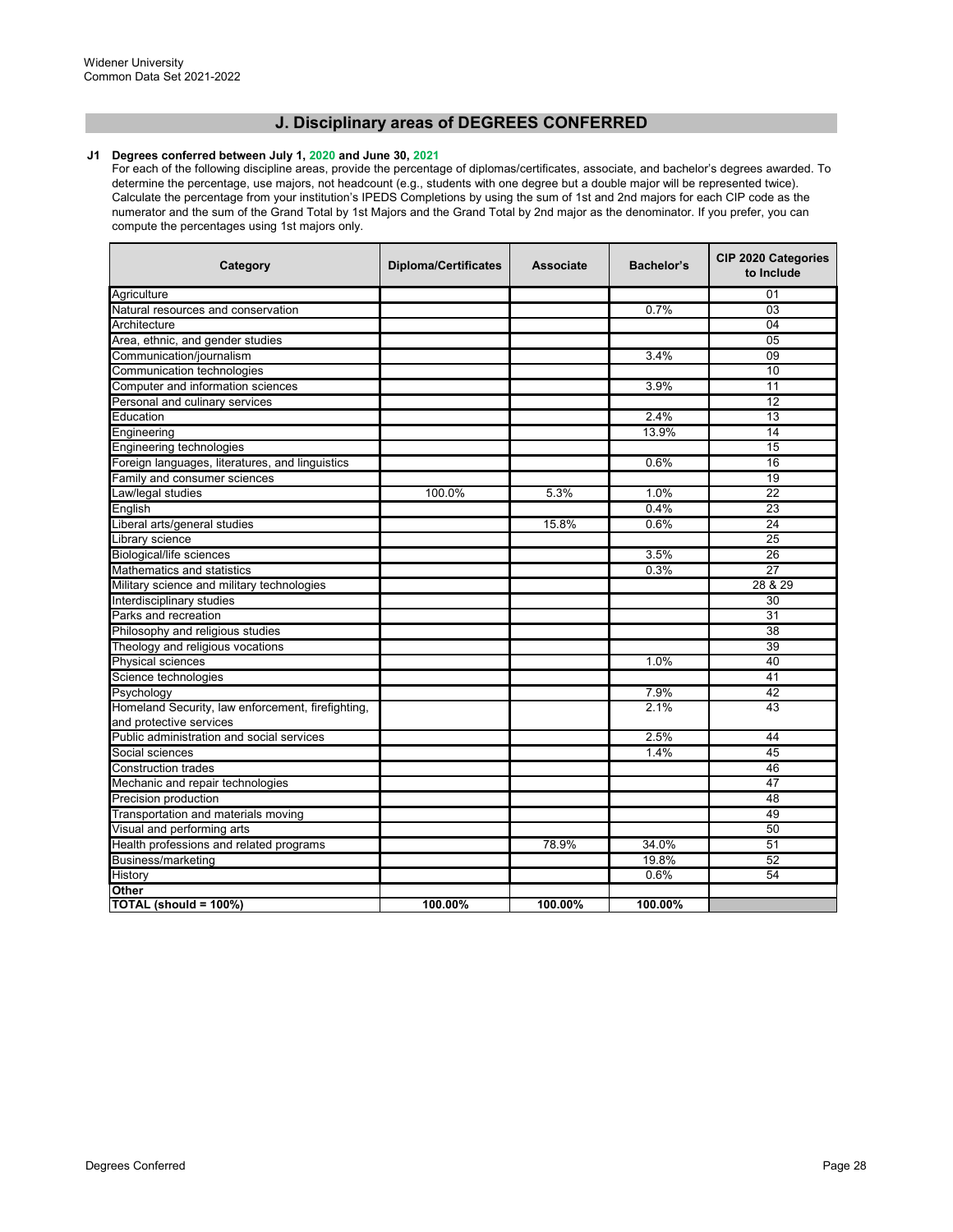Widener University
Common Data Set 2021-2022

## J. Disciplinary areas of DEGREES CONFERRED

**J1 Degrees conferred between July 1, 2020 and June 30, 2021**

For each of the following discipline areas, provide the percentage of diplomas/certificates, associate, and bachelor's degrees awarded. To determine the percentage, use majors, not headcount (e.g., students with one degree but a double major will be represented twice). Calculate the percentage from your institution's IPEDS Completions by using the sum of 1st and 2nd majors for each CIP code as the numerator and the sum of the Grand Total by 1st Majors and the Grand Total by 2nd major as the denominator. If you prefer, you can compute the percentages using 1st majors only.

| Category | Diploma/Certificates | Associate | Bachelor's | CIP 2020 Categories to Include |
|---|---|---|---|---|
| Agriculture | | | | 01 |
| Natural resources and conservation | | | 0.7% | 03 |
| Architecture | | | | 04 |
| Area, ethnic, and gender studies | | | | 05 |
| Communication/journalism | | | 3.4% | 09 |
| Communication technologies | | | | 10 |
| Computer and information sciences | | | 3.9% | 11 |
| Personal and culinary services | | | | 12 |
| Education | | | 2.4% | 13 |
| Engineering | | | 13.9% | 14 |
| Engineering technologies | | | | 15 |
| Foreign languages, literatures, and linguistics | | | 0.6% | 16 |
| Family and consumer sciences | | | | 19 |
| Law/legal studies | 100.0% | 5.3% | 1.0% | 22 |
| English | | | 0.4% | 23 |
| Liberal arts/general studies | | 15.8% | 0.6% | 24 |
| Library science | | | | 25 |
| Biological/life sciences | | | 3.5% | 26 |
| Mathematics and statistics | | | 0.3% | 27 |
| Military science and military technologies | | | | 28 & 29 |
| Interdisciplinary studies | | | | 30 |
| Parks and recreation | | | | 31 |
| Philosophy and religious studies | | | | 38 |
| Theology and religious vocations | | | | 39 |
| Physical sciences | | | 1.0% | 40 |
| Science technologies | | | | 41 |
| Psychology | | | 7.9% | 42 |
| Homeland Security, law enforcement, firefighting, and protective services | | | 2.1% | 43 |
| Public administration and social services | | | 2.5% | 44 |
| Social sciences | | | 1.4% | 45 |
| Construction trades | | | | 46 |
| Mechanic and repair technologies | | | | 47 |
| Precision production | | | | 48 |
| Transportation and materials moving | | | | 49 |
| Visual and performing arts | | | | 50 |
| Health professions and related programs | | 78.9% | 34.0% | 51 |
| Business/marketing | | | 19.8% | 52 |
| History | | | 0.6% | 54 |
| **Other** | | | | |
| **TOTAL (should = 100%)** | **100.00%** | **100.00%** | **100.00%** | |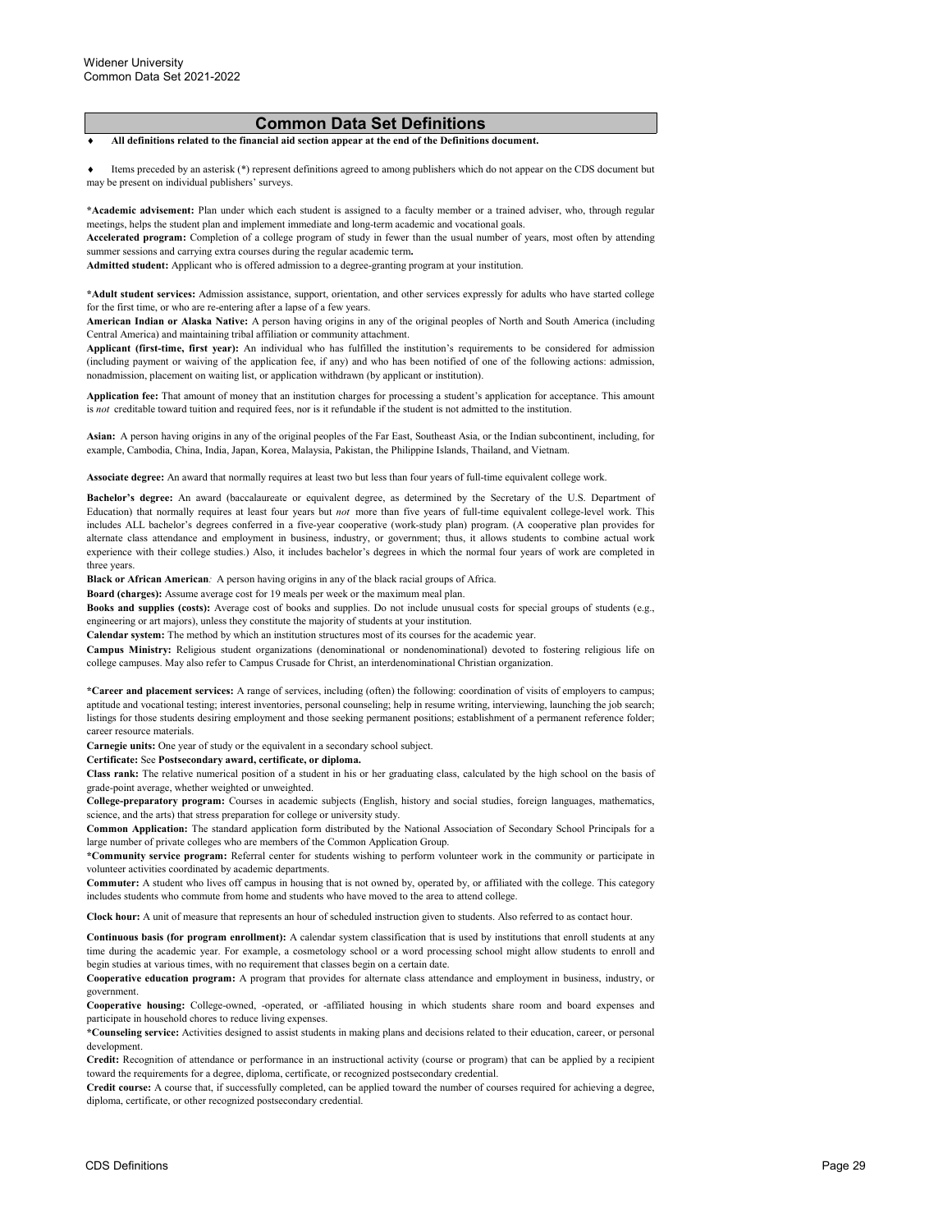# Common Data Set Definitions

♦ **All definitions related to the financial aid section appear at the end of the Definitions document.**

♦ Items preceded by an asterisk (*) represent definitions agreed to among publishers which do not appear on the CDS document but may be present on individual publishers' surveys.

**\*Academic advisement:** Plan under which each student is assigned to a faculty member or a trained adviser, who, through regular meetings, helps the student plan and implement immediate and long-term academic and vocational goals.

**Accelerated program:** Completion of a college program of study in fewer than the usual number of years, most often by attending summer sessions and carrying extra courses during the regular academic term**.**

**Admitted student:** Applicant who is offered admission to a degree-granting program at your institution.

**\*Adult student services:** Admission assistance, support, orientation, and other services expressly for adults who have started college for the first time, or who are re-entering after a lapse of a few years.

**American Indian or Alaska Native:** A person having origins in any of the original peoples of North and South America (including Central America) and maintaining tribal affiliation or community attachment.

**Applicant (first-time, first year):** An individual who has fulfilled the institution's requirements to be considered for admission (including payment or waiving of the application fee, if any) and who has been notified of one of the following actions: admission, nonadmission, placement on waiting list, or application withdrawn (by applicant or institution).

**Application fee:** That amount of money that an institution charges for processing a student's application for acceptance. This amount is *not* creditable toward tuition and required fees, nor is it refundable if the student is not admitted to the institution.

**Asian:** A person having origins in any of the original peoples of the Far East, Southeast Asia, or the Indian subcontinent, including, for example, Cambodia, China, India, Japan, Korea, Malaysia, Pakistan, the Philippine Islands, Thailand, and Vietnam.

**Associate degree:** An award that normally requires at least two but less than four years of full-time equivalent college work.

**Bachelor's degree:** An award (baccalaureate or equivalent degree, as determined by the Secretary of the U.S. Department of Education) that normally requires at least four years but *not* more than five years of full-time equivalent college-level work. This includes ALL bachelor's degrees conferred in a five-year cooperative (work-study plan) program. (A cooperative plan provides for alternate class attendance and employment in business, industry, or government; thus, it allows students to combine actual work experience with their college studies.) Also, it includes bachelor's degrees in which the normal four years of work are completed in three years.

**Black or African American***:* A person having origins in any of the black racial groups of Africa.

**Board (charges):** Assume average cost for 19 meals per week or the maximum meal plan.

**Books and supplies (costs):** Average cost of books and supplies. Do not include unusual costs for special groups of students (e.g., engineering or art majors), unless they constitute the majority of students at your institution.

**Calendar system:** The method by which an institution structures most of its courses for the academic year.

**Campus Ministry:** Religious student organizations (denominational or nondenominational) devoted to fostering religious life on college campuses. May also refer to Campus Crusade for Christ, an interdenominational Christian organization.

**\*Career and placement services:** A range of services, including (often) the following: coordination of visits of employers to campus; aptitude and vocational testing; interest inventories, personal counseling; help in resume writing, interviewing, launching the job search; listings for those students desiring employment and those seeking permanent positions; establishment of a permanent reference folder; career resource materials.

**Carnegie units:** One year of study or the equivalent in a secondary school subject.

**Certificate:** See **Postsecondary award, certificate, or diploma.**

**Class rank:** The relative numerical position of a student in his or her graduating class, calculated by the high school on the basis of grade-point average, whether weighted or unweighted.

**College-preparatory program:** Courses in academic subjects (English, history and social studies, foreign languages, mathematics, science, and the arts) that stress preparation for college or university study.

**Common Application:** The standard application form distributed by the National Association of Secondary School Principals for a large number of private colleges who are members of the Common Application Group.

**\*Community service program:** Referral center for students wishing to perform volunteer work in the community or participate in volunteer activities coordinated by academic departments.

**Commuter:** A student who lives off campus in housing that is not owned by, operated by, or affiliated with the college. This category includes students who commute from home and students who have moved to the area to attend college.

**Clock hour:** A unit of measure that represents an hour of scheduled instruction given to students. Also referred to as contact hour.

**Continuous basis (for program enrollment):** A calendar system classification that is used by institutions that enroll students at any time during the academic year. For example, a cosmetology school or a word processing school might allow students to enroll and begin studies at various times, with no requirement that classes begin on a certain date.

**Cooperative education program:** A program that provides for alternate class attendance and employment in business, industry, or government.

**Cooperative housing:** College-owned, -operated, or -affiliated housing in which students share room and board expenses and participate in household chores to reduce living expenses.

**\*Counseling service:** Activities designed to assist students in making plans and decisions related to their education, career, or personal development.

**Credit:** Recognition of attendance or performance in an instructional activity (course or program) that can be applied by a recipient toward the requirements for a degree, diploma, certificate, or recognized postsecondary credential.

**Credit course:** A course that, if successfully completed, can be applied toward the number of courses required for achieving a degree, diploma, certificate, or other recognized postsecondary credential.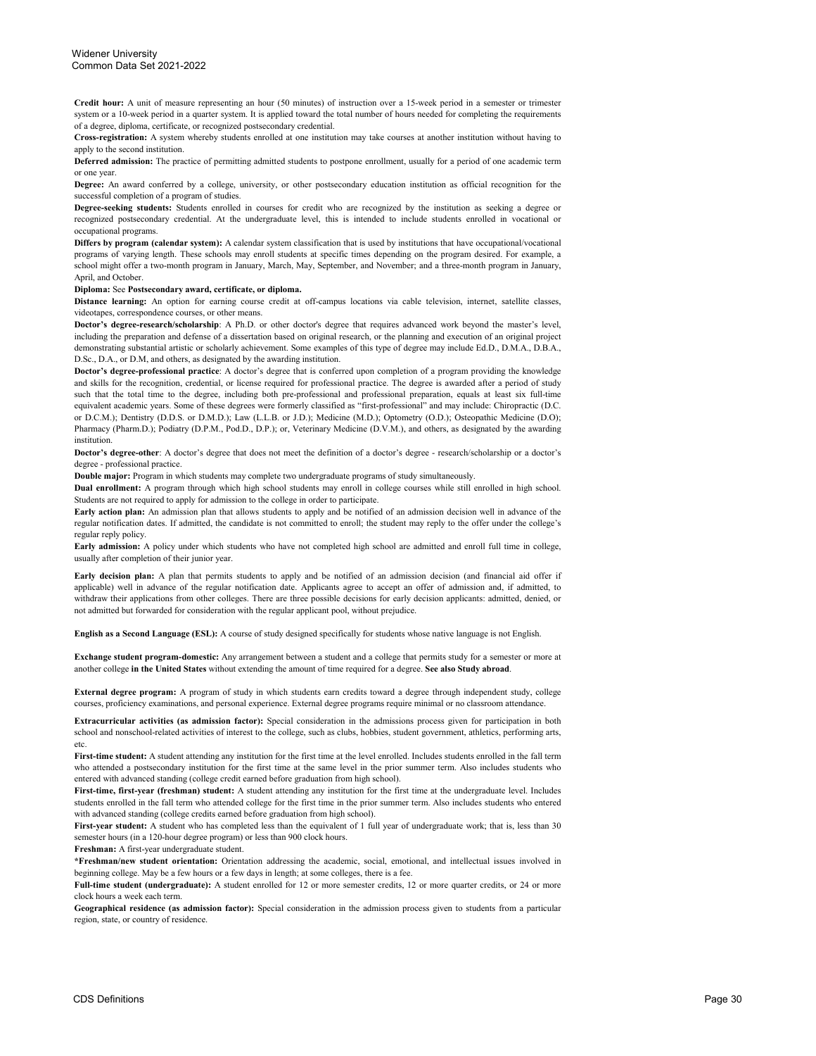**Credit hour:** A unit of measure representing an hour (50 minutes) of instruction over a 15-week period in a semester or trimester system or a 10-week period in a quarter system. It is applied toward the total number of hours needed for completing the requirements of a degree, diploma, certificate, or recognized postsecondary credential.

**Cross-registration:** A system whereby students enrolled at one institution may take courses at another institution without having to apply to the second institution.

**Deferred admission:** The practice of permitting admitted students to postpone enrollment, usually for a period of one academic term or one year.

**Degree:** An award conferred by a college, university, or other postsecondary education institution as official recognition for the successful completion of a program of studies.

**Degree-seeking students:** Students enrolled in courses for credit who are recognized by the institution as seeking a degree or recognized postsecondary credential. At the undergraduate level, this is intended to include students enrolled in vocational or occupational programs.

**Differs by program (calendar system):** A calendar system classification that is used by institutions that have occupational/vocational programs of varying length. These schools may enroll students at specific times depending on the program desired. For example, a school might offer a two-month program in January, March, May, September, and November; and a three-month program in January, April, and October.

**Diploma:** See **Postsecondary award, certificate, or diploma.**

**Distance learning:** An option for earning course credit at off-campus locations via cable television, internet, satellite classes, videotapes, correspondence courses, or other means.

**Doctor's degree-research/scholarship**: A Ph.D. or other doctor's degree that requires advanced work beyond the master's level, including the preparation and defense of a dissertation based on original research, or the planning and execution of an original project demonstrating substantial artistic or scholarly achievement. Some examples of this type of degree may include Ed.D., D.M.A., D.B.A., D.Sc., D.A., or D.M, and others, as designated by the awarding institution.

**Doctor's degree-professional practice**: A doctor's degree that is conferred upon completion of a program providing the knowledge and skills for the recognition, credential, or license required for professional practice. The degree is awarded after a period of study such that the total time to the degree, including both pre-professional and professional preparation, equals at least six full-time equivalent academic years. Some of these degrees were formerly classified as "first-professional" and may include: Chiropractic (D.C. or D.C.M.); Dentistry (D.D.S. or D.M.D.); Law (L.L.B. or J.D.); Medicine (M.D.); Optometry (O.D.); Osteopathic Medicine (D.O); Pharmacy (Pharm.D.); Podiatry (D.P.M., Pod.D., D.P.); or, Veterinary Medicine (D.V.M.), and others, as designated by the awarding institution.

**Doctor's degree-other**: A doctor's degree that does not meet the definition of a doctor's degree - research/scholarship or a doctor's degree - professional practice.

**Double major:** Program in which students may complete two undergraduate programs of study simultaneously.

**Dual enrollment:** A program through which high school students may enroll in college courses while still enrolled in high school. Students are not required to apply for admission to the college in order to participate.

**Early action plan:** An admission plan that allows students to apply and be notified of an admission decision well in advance of the regular notification dates. If admitted, the candidate is not committed to enroll; the student may reply to the offer under the college's regular reply policy.

**Early admission:** A policy under which students who have not completed high school are admitted and enroll full time in college, usually after completion of their junior year.

**Early decision plan:** A plan that permits students to apply and be notified of an admission decision (and financial aid offer if applicable) well in advance of the regular notification date. Applicants agree to accept an offer of admission and, if admitted, to withdraw their applications from other colleges. There are three possible decisions for early decision applicants: admitted, denied, or not admitted but forwarded for consideration with the regular applicant pool, without prejudice.

**English as a Second Language (ESL):** A course of study designed specifically for students whose native language is not English.

**Exchange student program-domestic:** Any arrangement between a student and a college that permits study for a semester or more at another college **in the United States** without extending the amount of time required for a degree. **See also Study abroad**.

**External degree program:** A program of study in which students earn credits toward a degree through independent study, college courses, proficiency examinations, and personal experience. External degree programs require minimal or no classroom attendance.

**Extracurricular activities (as admission factor):** Special consideration in the admissions process given for participation in both school and nonschool-related activities of interest to the college, such as clubs, hobbies, student government, athletics, performing arts, etc.

**First-time student:** A student attending any institution for the first time at the level enrolled. Includes students enrolled in the fall term who attended a postsecondary institution for the first time at the same level in the prior summer term. Also includes students who entered with advanced standing (college credit earned before graduation from high school).

**First-time, first-year (freshman) student:** A student attending any institution for the first time at the undergraduate level. Includes students enrolled in the fall term who attended college for the first time in the prior summer term. Also includes students who entered with advanced standing (college credits earned before graduation from high school).

**First-year student:** A student who has completed less than the equivalent of 1 full year of undergraduate work; that is, less than 30 semester hours (in a 120-hour degree program) or less than 900 clock hours.

**Freshman:** A first-year undergraduate student.

***Freshman/new student orientation:** Orientation addressing the academic, social, emotional, and intellectual issues involved in beginning college. May be a few hours or a few days in length; at some colleges, there is a fee.

**Full-time student (undergraduate):** A student enrolled for 12 or more semester credits, 12 or more quarter credits, or 24 or more clock hours a week each term.

**Geographical residence (as admission factor):** Special consideration in the admission process given to students from a particular region, state, or country of residence.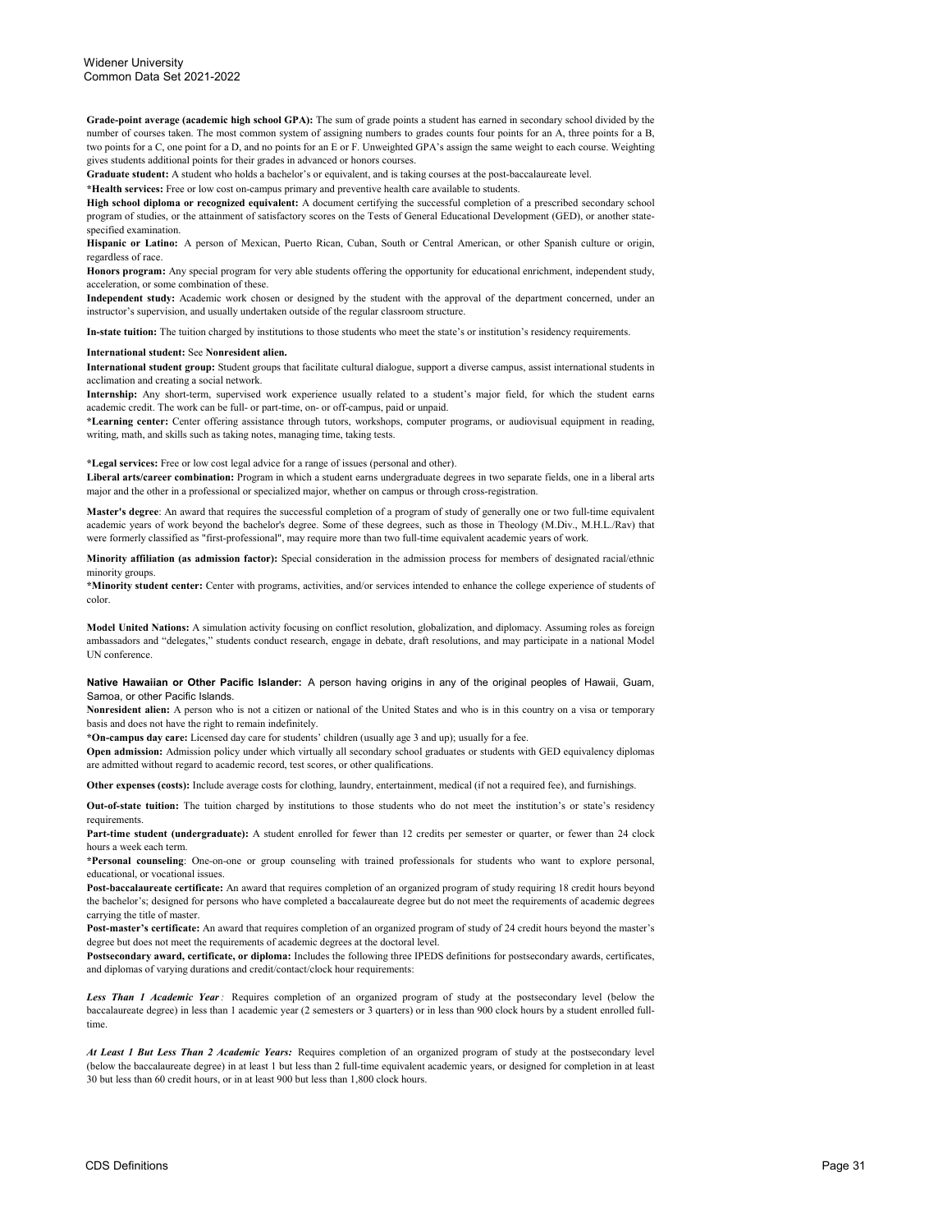**Grade-point average (academic high school GPA):** The sum of grade points a student has earned in secondary school divided by the number of courses taken. The most common system of assigning numbers to grades counts four points for an A, three points for a B, two points for a C, one point for a D, and no points for an E or F. Unweighted GPA's assign the same weight to each course. Weighting gives students additional points for their grades in advanced or honors courses.

**Graduate student:** A student who holds a bachelor's or equivalent, and is taking courses at the post-baccalaureate level.

***Health services:** Free or low cost on-campus primary and preventive health care available to students.

**High school diploma or recognized equivalent:** A document certifying the successful completion of a prescribed secondary school program of studies, or the attainment of satisfactory scores on the Tests of General Educational Development (GED), or another state-specified examination.

**Hispanic or Latino:** A person of Mexican, Puerto Rican, Cuban, South or Central American, or other Spanish culture or origin, regardless of race.

**Honors program:** Any special program for very able students offering the opportunity for educational enrichment, independent study, acceleration, or some combination of these.

**Independent study:** Academic work chosen or designed by the student with the approval of the department concerned, under an instructor's supervision, and usually undertaken outside of the regular classroom structure.

**In-state tuition:** The tuition charged by institutions to those students who meet the state's or institution's residency requirements.

**International student:** See **Nonresident alien.**

**International student group:** Student groups that facilitate cultural dialogue, support a diverse campus, assist international students in acclimation and creating a social network.

**Internship:** Any short-term, supervised work experience usually related to a student's major field, for which the student earns academic credit. The work can be full- or part-time, on- or off-campus, paid or unpaid.

***Learning center:** Center offering assistance through tutors, workshops, computer programs, or audiovisual equipment in reading, writing, math, and skills such as taking notes, managing time, taking tests.

***Legal services:** Free or low cost legal advice for a range of issues (personal and other).

**Liberal arts/career combination:** Program in which a student earns undergraduate degrees in two separate fields, one in a liberal arts major and the other in a professional or specialized major, whether on campus or through cross-registration.

**Master's degree**: An award that requires the successful completion of a program of study of generally one or two full-time equivalent academic years of work beyond the bachelor's degree. Some of these degrees, such as those in Theology (M.Div., M.H.L./Rav) that were formerly classified as "first-professional", may require more than two full-time equivalent academic years of work.

**Minority affiliation (as admission factor):** Special consideration in the admission process for members of designated racial/ethnic minority groups.

***Minority student center:** Center with programs, activities, and/or services intended to enhance the college experience of students of color.

**Model United Nations:** A simulation activity focusing on conflict resolution, globalization, and diplomacy. Assuming roles as foreign ambassadors and "delegates," students conduct research, engage in debate, draft resolutions, and may participate in a national Model UN conference.

**Native Hawaiian or Other Pacific Islander:** A person having origins in any of the original peoples of Hawaii, Guam, Samoa, or other Pacific Islands.

**Nonresident alien:** A person who is not a citizen or national of the United States and who is in this country on a visa or temporary basis and does not have the right to remain indefinitely.

***On-campus day care:** Licensed day care for students' children (usually age 3 and up); usually for a fee.

**Open admission:** Admission policy under which virtually all secondary school graduates or students with GED equivalency diplomas are admitted without regard to academic record, test scores, or other qualifications.

**Other expenses (costs):** Include average costs for clothing, laundry, entertainment, medical (if not a required fee), and furnishings.

**Out-of-state tuition:** The tuition charged by institutions to those students who do not meet the institution's or state's residency requirements.

**Part-time student (undergraduate):** A student enrolled for fewer than 12 credits per semester or quarter, or fewer than 24 clock hours a week each term.

***Personal counseling**: One-on-one or group counseling with trained professionals for students who want to explore personal, educational, or vocational issues.

**Post-baccalaureate certificate:** An award that requires completion of an organized program of study requiring 18 credit hours beyond the bachelor's; designed for persons who have completed a baccalaureate degree but do not meet the requirements of academic degrees carrying the title of master.

**Post-master's certificate:** An award that requires completion of an organized program of study of 24 credit hours beyond the master's degree but does not meet the requirements of academic degrees at the doctoral level.

**Postsecondary award, certificate, or diploma:** Includes the following three IPEDS definitions for postsecondary awards, certificates, and diplomas of varying durations and credit/contact/clock hour requirements:

***Less Than 1 Academic Year*:** Requires completion of an organized program of study at the postsecondary level (below the baccalaureate degree) in less than 1 academic year (2 semesters or 3 quarters) or in less than 900 clock hours by a student enrolled full-time.

***At Least 1 But Less Than 2 Academic Years:*** Requires completion of an organized program of study at the postsecondary level (below the baccalaureate degree) in at least 1 but less than 2 full-time equivalent academic years, or designed for completion in at least 30 but less than 60 credit hours, or in at least 900 but less than 1,800 clock hours.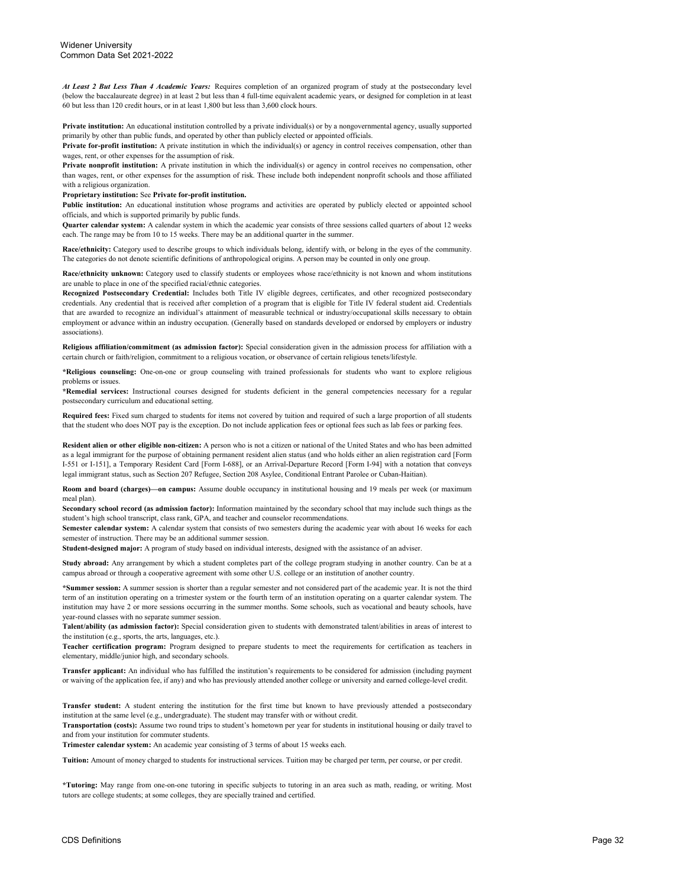***At Least 2 But Less Than 4 Academic Years:*** Requires completion of an organized program of study at the postsecondary level (below the baccalaureate degree) in at least 2 but less than 4 full-time equivalent academic years, or designed for completion in at least 60 but less than 120 credit hours, or in at least 1,800 but less than 3,600 clock hours.

**Private institution:** An educational institution controlled by a private individual(s) or by a nongovernmental agency, usually supported primarily by other than public funds, and operated by other than publicly elected or appointed officials.

**Private for-profit institution:** A private institution in which the individual(s) or agency in control receives compensation, other than wages, rent, or other expenses for the assumption of risk.

**Private nonprofit institution:** A private institution in which the individual(s) or agency in control receives no compensation, other than wages, rent, or other expenses for the assumption of risk. These include both independent nonprofit schools and those affiliated with a religious organization.

**Proprietary institution:** See **Private for-profit institution.**

**Public institution:** An educational institution whose programs and activities are operated by publicly elected or appointed school officials, and which is supported primarily by public funds.

**Quarter calendar system:** A calendar system in which the academic year consists of three sessions called quarters of about 12 weeks each. The range may be from 10 to 15 weeks. There may be an additional quarter in the summer.

**Race/ethnicity:** Category used to describe groups to which individuals belong, identify with, or belong in the eyes of the community. The categories do not denote scientific definitions of anthropological origins. A person may be counted in only one group.

**Race/ethnicity unknown:** Category used to classify students or employees whose race/ethnicity is not known and whom institutions are unable to place in one of the specified racial/ethnic categories.

**Recognized Postsecondary Credential:** Includes both Title IV eligible degrees, certificates, and other recognized postsecondary credentials. Any credential that is received after completion of a program that is eligible for Title IV federal student aid. Credentials that are awarded to recognize an individual's attainment of measurable technical or industry/occupational skills necessary to obtain employment or advance within an industry occupation. (Generally based on standards developed or endorsed by employers or industry associations).

**Religious affiliation/commitment (as admission factor):** Special consideration given in the admission process for affiliation with a certain church or faith/religion, commitment to a religious vocation, or observance of certain religious tenets/lifestyle.

**\*Religious counseling:** One-on-one or group counseling with trained professionals for students who want to explore religious problems or issues.

**\*Remedial services:** Instructional courses designed for students deficient in the general competencies necessary for a regular postsecondary curriculum and educational setting.

**Required fees:** Fixed sum charged to students for items not covered by tuition and required of such a large proportion of all students that the student who does NOT pay is the exception. Do not include application fees or optional fees such as lab fees or parking fees.

**Resident alien or other eligible non-citizen:** A person who is not a citizen or national of the United States and who has been admitted as a legal immigrant for the purpose of obtaining permanent resident alien status (and who holds either an alien registration card [Form I-551 or I-151], a Temporary Resident Card [Form I-688], or an Arrival-Departure Record [Form I-94] with a notation that conveys legal immigrant status, such as Section 207 Refugee, Section 208 Asylee, Conditional Entrant Parolee or Cuban-Haitian).

**Room and board (charges)—on campus:** Assume double occupancy in institutional housing and 19 meals per week (or maximum meal plan).

**Secondary school record (as admission factor):** Information maintained by the secondary school that may include such things as the student's high school transcript, class rank, GPA, and teacher and counselor recommendations.

**Semester calendar system:** A calendar system that consists of two semesters during the academic year with about 16 weeks for each semester of instruction. There may be an additional summer session.

**Student-designed major:** A program of study based on individual interests, designed with the assistance of an adviser.

**Study abroad:** Any arrangement by which a student completes part of the college program studying in another country. Can be at a campus abroad or through a cooperative agreement with some other U.S. college or an institution of another country.

**\*Summer session:** A summer session is shorter than a regular semester and not considered part of the academic year. It is not the third term of an institution operating on a trimester system or the fourth term of an institution operating on a quarter calendar system. The institution may have 2 or more sessions occurring in the summer months. Some schools, such as vocational and beauty schools, have year-round classes with no separate summer session.

**Talent/ability (as admission factor):** Special consideration given to students with demonstrated talent/abilities in areas of interest to the institution (e.g., sports, the arts, languages, etc.).

**Teacher certification program:** Program designed to prepare students to meet the requirements for certification as teachers in elementary, middle/junior high, and secondary schools.

**Transfer applicant:** An individual who has fulfilled the institution's requirements to be considered for admission (including payment or waiving of the application fee, if any) and who has previously attended another college or university and earned college-level credit.

**Transfer student:** A student entering the institution for the first time but known to have previously attended a postsecondary institution at the same level (e.g., undergraduate). The student may transfer with or without credit.

**Transportation (costs):** Assume two round trips to student's hometown per year for students in institutional housing or daily travel to and from your institution for commuter students.

**Trimester calendar system:** An academic year consisting of 3 terms of about 15 weeks each.

**Tuition:** Amount of money charged to students for instructional services. Tuition may be charged per term, per course, or per credit.

**\*Tutoring:** May range from one-on-one tutoring in specific subjects to tutoring in an area such as math, reading, or writing. Most tutors are college students; at some colleges, they are specially trained and certified.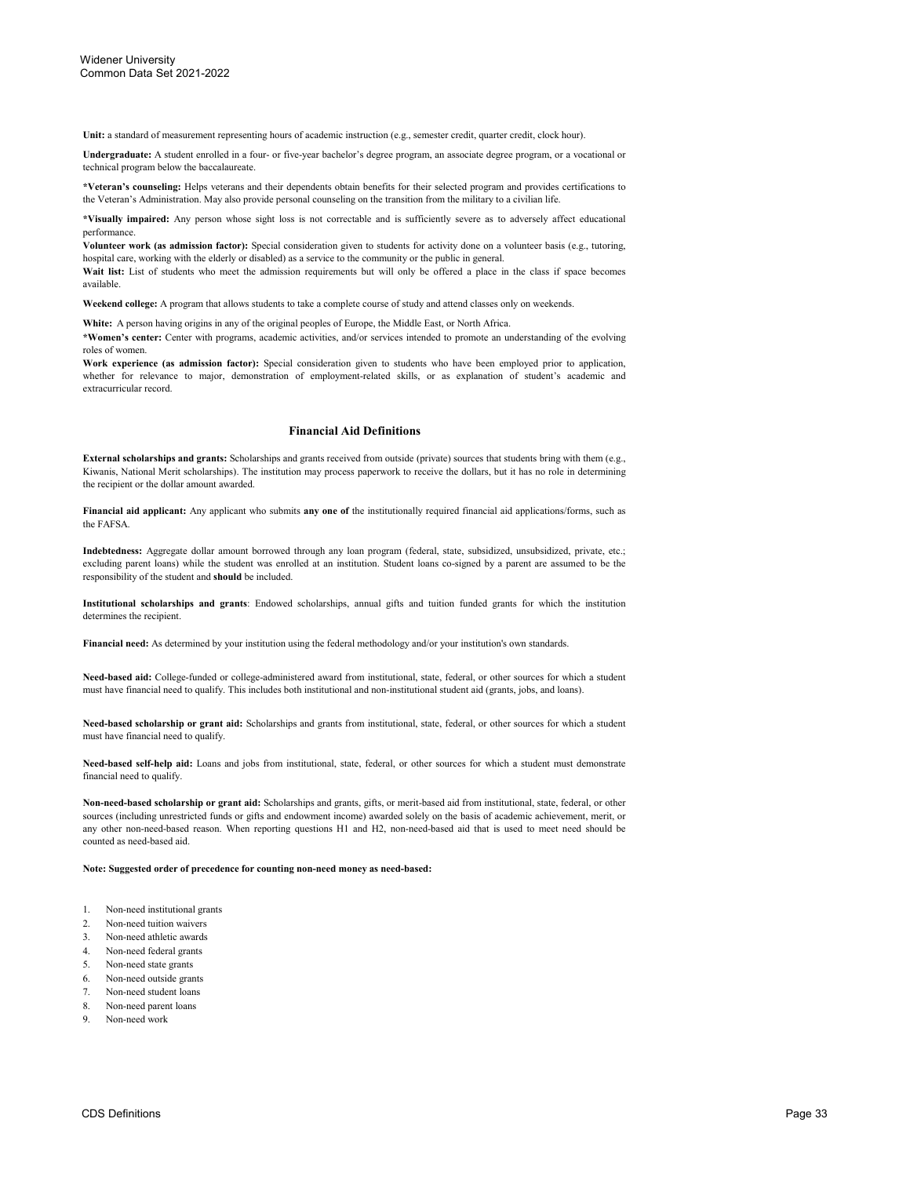**Unit:** a standard of measurement representing hours of academic instruction (e.g., semester credit, quarter credit, clock hour).

**Undergraduate:** A student enrolled in a four- or five-year bachelor's degree program, an associate degree program, or a vocational or technical program below the baccalaureate.

***Veteran's counseling:** Helps veterans and their dependents obtain benefits for their selected program and provides certifications to the Veteran's Administration. May also provide personal counseling on the transition from the military to a civilian life.

***Visually impaired:** Any person whose sight loss is not correctable and is sufficiently severe as to adversely affect educational performance.

**Volunteer work (as admission factor):** Special consideration given to students for activity done on a volunteer basis (e.g., tutoring, hospital care, working with the elderly or disabled) as a service to the community or the public in general.

**Wait list:** List of students who meet the admission requirements but will only be offered a place in the class if space becomes available.

**Weekend college:** A program that allows students to take a complete course of study and attend classes only on weekends.

**White:** A person having origins in any of the original peoples of Europe, the Middle East, or North Africa.

***Women's center:** Center with programs, academic activities, and/or services intended to promote an understanding of the evolving roles of women.

**Work experience (as admission factor):** Special consideration given to students who have been employed prior to application, whether for relevance to major, demonstration of employment-related skills, or as explanation of student's academic and extracurricular record.

## Financial Aid Definitions

**External scholarships and grants:** Scholarships and grants received from outside (private) sources that students bring with them (e.g., Kiwanis, National Merit scholarships). The institution may process paperwork to receive the dollars, but it has no role in determining the recipient or the dollar amount awarded.

**Financial aid applicant:** Any applicant who submits **any one of** the institutionally required financial aid applications/forms, such as the FAFSA.

**Indebtedness:** Aggregate dollar amount borrowed through any loan program (federal, state, subsidized, unsubsidized, private, etc.; excluding parent loans) while the student was enrolled at an institution. Student loans co-signed by a parent are assumed to be the responsibility of the student and **should** be included.

**Institutional scholarships and grants**: Endowed scholarships, annual gifts and tuition funded grants for which the institution determines the recipient.

**Financial need:** As determined by your institution using the federal methodology and/or your institution's own standards.

**Need-based aid:** College-funded or college-administered award from institutional, state, federal, or other sources for which a student must have financial need to qualify. This includes both institutional and non-institutional student aid (grants, jobs, and loans).

**Need-based scholarship or grant aid:** Scholarships and grants from institutional, state, federal, or other sources for which a student must have financial need to qualify.

**Need-based self-help aid:** Loans and jobs from institutional, state, federal, or other sources for which a student must demonstrate financial need to qualify.

**Non-need-based scholarship or grant aid:** Scholarships and grants, gifts, or merit-based aid from institutional, state, federal, or other sources (including unrestricted funds or gifts and endowment income) awarded solely on the basis of academic achievement, merit, or any other non-need-based reason. When reporting questions H1 and H2, non-need-based aid that is used to meet need should be counted as need-based aid.

**Note: Suggested order of precedence for counting non-need money as need-based:**

1. Non-need institutional grants
2. Non-need tuition waivers
3. Non-need athletic awards
4. Non-need federal grants
5. Non-need state grants
6. Non-need outside grants
7. Non-need student loans
8. Non-need parent loans
9. Non-need work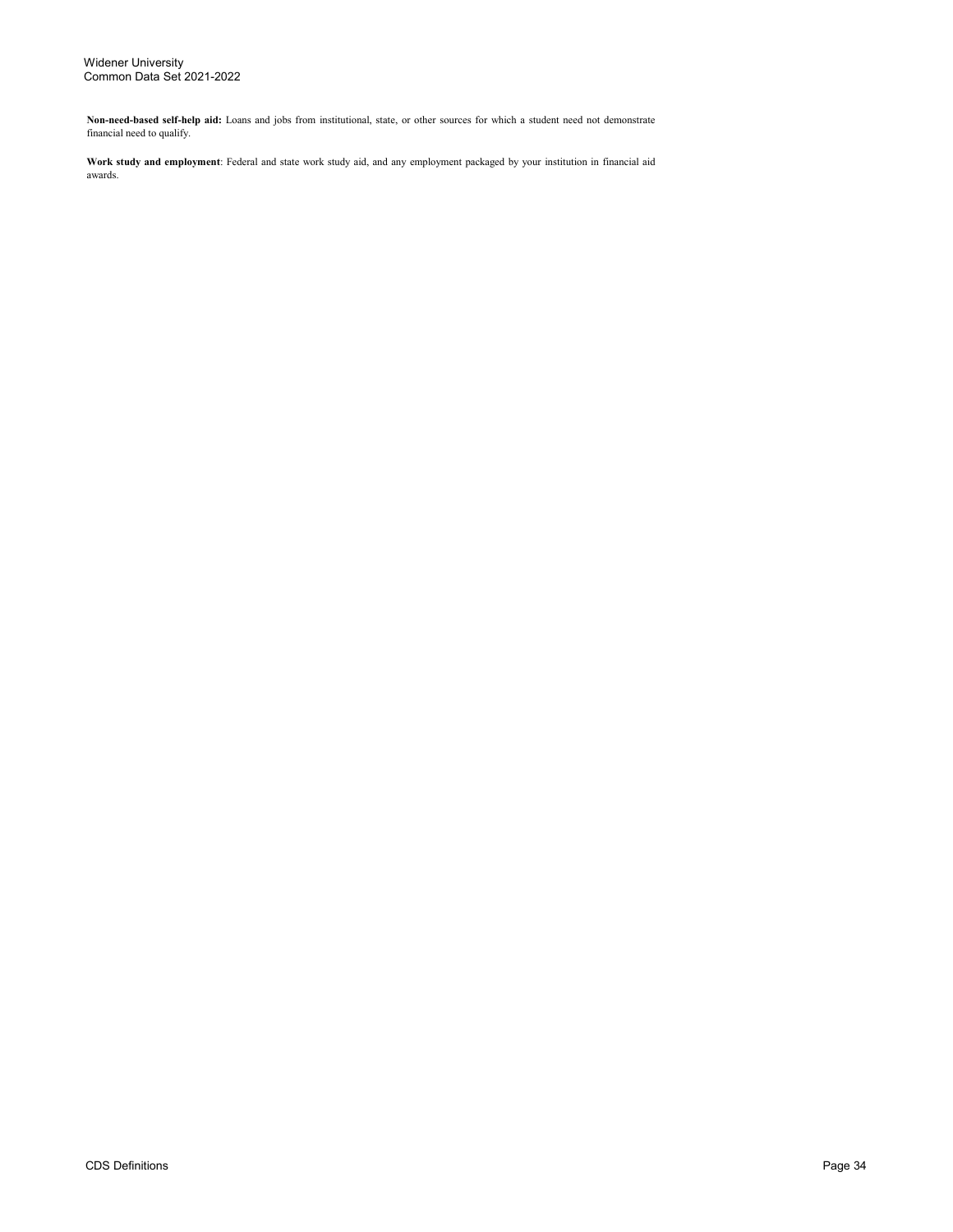**Non-need-based self-help aid:** Loans and jobs from institutional, state, or other sources for which a student need not demonstrate financial need to qualify.

**Work study and employment**: Federal and state work study aid, and any employment packaged by your institution in financial aid awards.